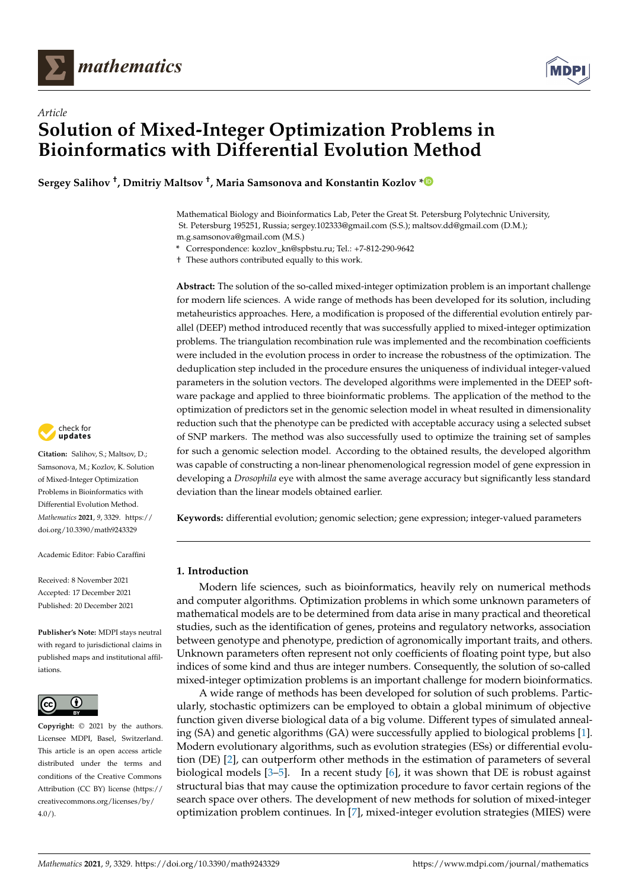*Article*

# Solution of Mixed-Integer Optimization Problems in Bioinformatics with Differential Evolution Method

**Sergey Salihov †, Dmitriy Maltsov †, Maria Samsonova and Konstantin Kozlov ***

Mathematical Biology and Bioinformatics Lab, Peter the Great St. Petersburg Polytechnic University, St. Petersburg 195251, Russia; sergey.102333@gmail.com (S.S.); maltsov.dd@gmail.com (D.M.); m.g.samsonova@gmail.com (M.S.)

\* Correspondence: kozlov_kn@spbstu.ru; Tel.: +7-812-290-9642

† These authors contributed equally to this work.

**Abstract:** The solution of the so-called mixed-integer optimization problem is an important challenge for modern life sciences. A wide range of methods has been developed for its solution, including metaheuristics approaches. Here, a modification is proposed of the differential evolution entirely parallel (DEEP) method introduced recently that was successfully applied to mixed-integer optimization problems. The triangulation recombination rule was implemented and the recombination coefficients were included in the evolution process in order to increase the robustness of the optimization. The deduplication step included in the procedure ensures the uniqueness of individual integer-valued parameters in the solution vectors. The developed algorithms were implemented in the DEEP software package and applied to three bioinformatic problems. The application of the method to the optimization of predictors set in the genomic selection model in wheat resulted in dimensionality reduction such that the phenotype can be predicted with acceptable accuracy using a selected subset of SNP markers. The method was also successfully used to optimize the training set of samples for such a genomic selection model. According to the obtained results, the developed algorithm was capable of constructing a non-linear phenomenological regression model of gene expression in developing a *Drosophila* eye with almost the same average accuracy but significantly less standard deviation than the linear models obtained earlier.

**Keywords:** differential evolution; genomic selection; gene expression; integer-valued parameters

**Citation:** Salihov, S.; Maltsov, D.; Samsonova, M.; Kozlov, K. Solution of Mixed-Integer Optimization Problems in Bioinformatics with Differential Evolution Method. *Mathematics* **2021**, *9*, 3329. https://doi.org/10.3390/math9243329

Academic Editor: Fabio Caraffini

Received: 8 November 2021
Accepted: 17 December 2021
Published: 20 December 2021

**Publisher's Note:** MDPI stays neutral with regard to jurisdictional claims in published maps and institutional affiliations.

**Copyright:** © 2021 by the authors. Licensee MDPI, Basel, Switzerland. This article is an open access article distributed under the terms and conditions of the Creative Commons Attribution (CC BY) license (https://creativecommons.org/licenses/by/4.0/).

## 1. Introduction

Modern life sciences, such as bioinformatics, heavily rely on numerical methods and computer algorithms. Optimization problems in which some unknown parameters of mathematical models are to be determined from data arise in many practical and theoretical studies, such as the identification of genes, proteins and regulatory networks, association between genotype and phenotype, prediction of agronomically important traits, and others. Unknown parameters often represent not only coefficients of floating point type, but also indices of some kind and thus are integer numbers. Consequently, the solution of so-called mixed-integer optimization problems is an important challenge for modern bioinformatics.

A wide range of methods has been developed for solution of such problems. Particularly, stochastic optimizers can be employed to obtain a global minimum of objective function given diverse biological data of a big volume. Different types of simulated annealing (SA) and genetic algorithms (GA) were successfully applied to biological problems [1]. Modern evolutionary algorithms, such as evolution strategies (ESs) or differential evolution (DE) [2], can outperform other methods in the estimation of parameters of several biological models [3–5]. In a recent study [6], it was shown that DE is robust against structural bias that may cause the optimization procedure to favor certain regions of the search space over others. The development of new methods for solution of mixed-integer optimization problem continues. In [7], mixed-integer evolution strategies (MIES) were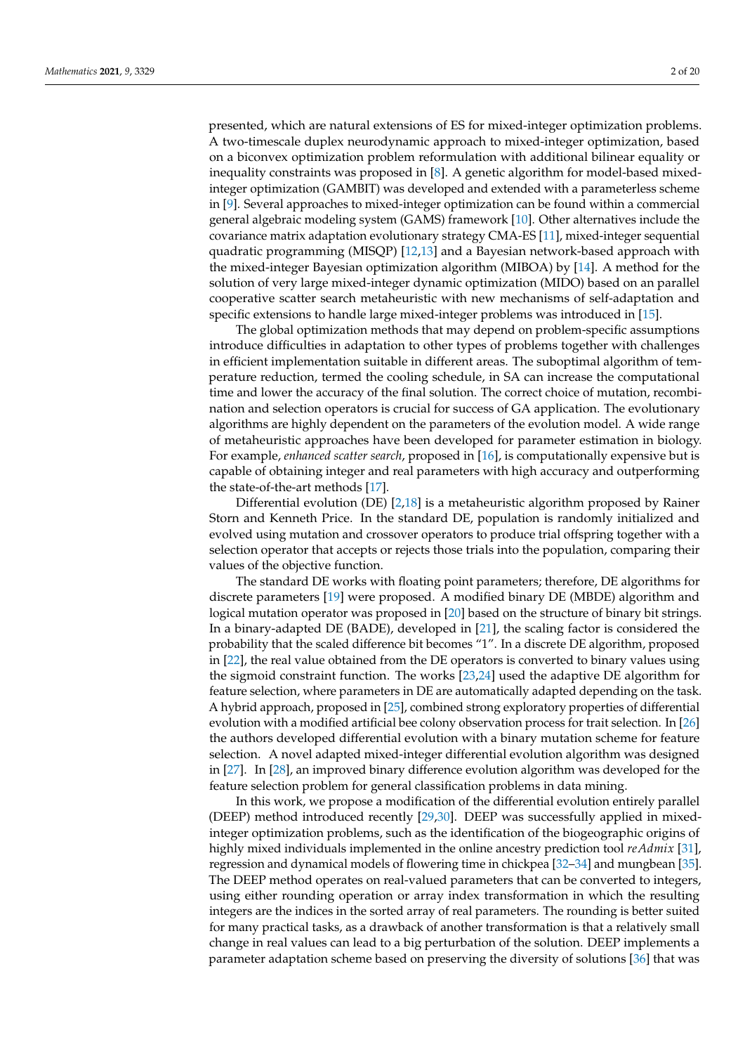presented, which are natural extensions of ES for mixed-integer optimization problems. A two-timescale duplex neurodynamic approach to mixed-integer optimization, based on a biconvex optimization problem reformulation with additional bilinear equality or inequality constraints was proposed in [8]. A genetic algorithm for model-based mixed-integer optimization (GAMBIT) was developed and extended with a parameterless scheme in [9]. Several approaches to mixed-integer optimization can be found within a commercial general algebraic modeling system (GAMS) framework [10]. Other alternatives include the covariance matrix adaptation evolutionary strategy CMA-ES [11], mixed-integer sequential quadratic programming (MISQP) [12,13] and a Bayesian network-based approach with the mixed-integer Bayesian optimization algorithm (MIBOA) by [14]. A method for the solution of very large mixed-integer dynamic optimization (MIDO) based on an parallel cooperative scatter search metaheuristic with new mechanisms of self-adaptation and specific extensions to handle large mixed-integer problems was introduced in [15].

The global optimization methods that may depend on problem-specific assumptions introduce difficulties in adaptation to other types of problems together with challenges in efficient implementation suitable in different areas. The suboptimal algorithm of temperature reduction, termed the cooling schedule, in SA can increase the computational time and lower the accuracy of the final solution. The correct choice of mutation, recombination and selection operators is crucial for success of GA application. The evolutionary algorithms are highly dependent on the parameters of the evolution model. A wide range of metaheuristic approaches have been developed for parameter estimation in biology. For example, *enhanced scatter search*, proposed in [16], is computationally expensive but is capable of obtaining integer and real parameters with high accuracy and outperforming the state-of-the-art methods [17].

Differential evolution (DE) [2,18] is a metaheuristic algorithm proposed by Rainer Storn and Kenneth Price. In the standard DE, population is randomly initialized and evolved using mutation and crossover operators to produce trial offspring together with a selection operator that accepts or rejects those trials into the population, comparing their values of the objective function.

The standard DE works with floating point parameters; therefore, DE algorithms for discrete parameters [19] were proposed. A modified binary DE (MBDE) algorithm and logical mutation operator was proposed in [20] based on the structure of binary bit strings. In a binary-adapted DE (BADE), developed in [21], the scaling factor is considered the probability that the scaled difference bit becomes "1". In a discrete DE algorithm, proposed in [22], the real value obtained from the DE operators is converted to binary values using the sigmoid constraint function. The works [23,24] used the adaptive DE algorithm for feature selection, where parameters in DE are automatically adapted depending on the task. A hybrid approach, proposed in [25], combined strong exploratory properties of differential evolution with a modified artificial bee colony observation process for trait selection. In [26] the authors developed differential evolution with a binary mutation scheme for feature selection. A novel adapted mixed-integer differential evolution algorithm was designed in [27]. In [28], an improved binary difference evolution algorithm was developed for the feature selection problem for general classification problems in data mining.

In this work, we propose a modification of the differential evolution entirely parallel (DEEP) method introduced recently [29,30]. DEEP was successfully applied in mixed-integer optimization problems, such as the identification of the biogeographic origins of highly mixed individuals implemented in the online ancestry prediction tool *reAdmix* [31], regression and dynamical models of flowering time in chickpea [32–34] and mungbean [35]. The DEEP method operates on real-valued parameters that can be converted to integers, using either rounding operation or array index transformation in which the resulting integers are the indices in the sorted array of real parameters. The rounding is better suited for many practical tasks, as a drawback of another transformation is that a relatively small change in real values can lead to a big perturbation of the solution. DEEP implements a parameter adaptation scheme based on preserving the diversity of solutions [36] that was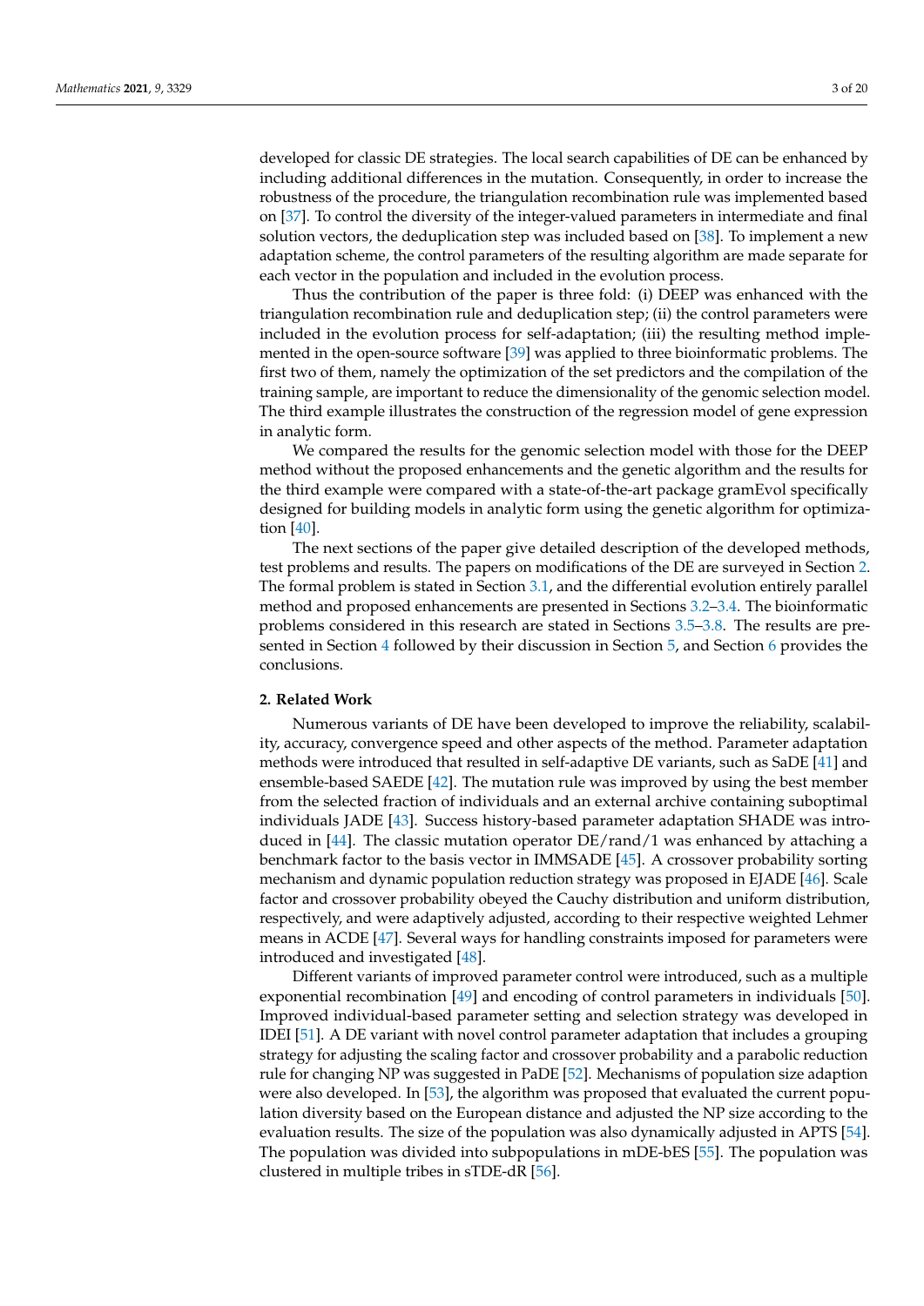developed for classic DE strategies. The local search capabilities of DE can be enhanced by including additional differences in the mutation. Consequently, in order to increase the robustness of the procedure, the triangulation recombination rule was implemented based on [37]. To control the diversity of the integer-valued parameters in intermediate and final solution vectors, the deduplication step was included based on [38]. To implement a new adaptation scheme, the control parameters of the resulting algorithm are made separate for each vector in the population and included in the evolution process.

Thus the contribution of the paper is three fold: (i) DEEP was enhanced with the triangulation recombination rule and deduplication step; (ii) the control parameters were included in the evolution process for self-adaptation; (iii) the resulting method implemented in the open-source software [39] was applied to three bioinformatic problems. The first two of them, namely the optimization of the set predictors and the compilation of the training sample, are important to reduce the dimensionality of the genomic selection model. The third example illustrates the construction of the regression model of gene expression in analytic form.

We compared the results for the genomic selection model with those for the DEEP method without the proposed enhancements and the genetic algorithm and the results for the third example were compared with a state-of-the-art package gramEvol specifically designed for building models in analytic form using the genetic algorithm for optimization [40].

The next sections of the paper give detailed description of the developed methods, test problems and results. The papers on modifications of the DE are surveyed in Section 2. The formal problem is stated in Section 3.1, and the differential evolution entirely parallel method and proposed enhancements are presented in Sections 3.2–3.4. The bioinformatic problems considered in this research are stated in Sections 3.5–3.8. The results are presented in Section 4 followed by their discussion in Section 5, and Section 6 provides the conclusions.

## 2. Related Work

Numerous variants of DE have been developed to improve the reliability, scalability, accuracy, convergence speed and other aspects of the method. Parameter adaptation methods were introduced that resulted in self-adaptive DE variants, such as SaDE [41] and ensemble-based SAEDE [42]. The mutation rule was improved by using the best member from the selected fraction of individuals and an external archive containing suboptimal individuals JADE [43]. Success history-based parameter adaptation SHADE was introduced in [44]. The classic mutation operator DE/rand/1 was enhanced by attaching a benchmark factor to the basis vector in IMMSADE [45]. A crossover probability sorting mechanism and dynamic population reduction strategy was proposed in EJADE [46]. Scale factor and crossover probability obeyed the Cauchy distribution and uniform distribution, respectively, and were adaptively adjusted, according to their respective weighted Lehmer means in ACDE [47]. Several ways for handling constraints imposed for parameters were introduced and investigated [48].

Different variants of improved parameter control were introduced, such as a multiple exponential recombination [49] and encoding of control parameters in individuals [50]. Improved individual-based parameter setting and selection strategy was developed in IDEI [51]. A DE variant with novel control parameter adaptation that includes a grouping strategy for adjusting the scaling factor and crossover probability and a parabolic reduction rule for changing NP was suggested in PaDE [52]. Mechanisms of population size adaption were also developed. In [53], the algorithm was proposed that evaluated the current population diversity based on the European distance and adjusted the NP size according to the evaluation results. The size of the population was also dynamically adjusted in APTS [54]. The population was divided into subpopulations in mDE-bES [55]. The population was clustered in multiple tribes in sTDE-dR [56].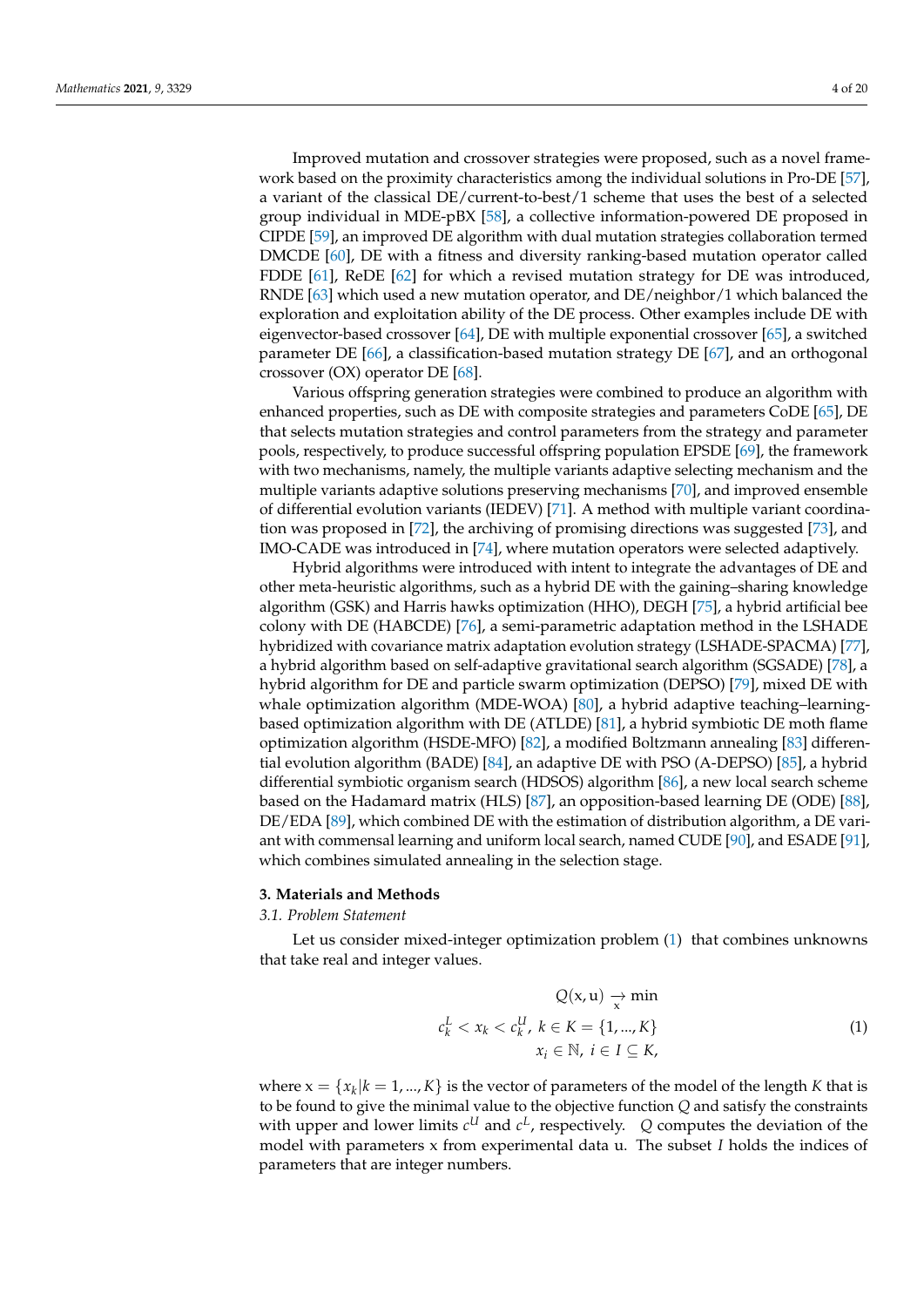Improved mutation and crossover strategies were proposed, such as a novel framework based on the proximity characteristics among the individual solutions in Pro-DE [57], a variant of the classical DE/current-to-best/1 scheme that uses the best of a selected group individual in MDE-pBX [58], a collective information-powered DE proposed in CIPDE [59], an improved DE algorithm with dual mutation strategies collaboration termed DMCDE [60], DE with a fitness and diversity ranking-based mutation operator called FDDE [61], ReDE [62] for which a revised mutation strategy for DE was introduced, RNDE [63] which used a new mutation operator, and DE/neighbor/1 which balanced the exploration and exploitation ability of the DE process. Other examples include DE with eigenvector-based crossover [64], DE with multiple exponential crossover [65], a switched parameter DE [66], a classification-based mutation strategy DE [67], and an orthogonal crossover (OX) operator DE [68].

Various offspring generation strategies were combined to produce an algorithm with enhanced properties, such as DE with composite strategies and parameters CoDE [65], DE that selects mutation strategies and control parameters from the strategy and parameter pools, respectively, to produce successful offspring population EPSDE [69], the framework with two mechanisms, namely, the multiple variants adaptive selecting mechanism and the multiple variants adaptive solutions preserving mechanisms [70], and improved ensemble of differential evolution variants (IEDEV) [71]. A method with multiple variant coordination was proposed in [72], the archiving of promising directions was suggested [73], and IMO-CADE was introduced in [74], where mutation operators were selected adaptively.

Hybrid algorithms were introduced with intent to integrate the advantages of DE and other meta-heuristic algorithms, such as a hybrid DE with the gaining–sharing knowledge algorithm (GSK) and Harris hawks optimization (HHO), DEGH [75], a hybrid artificial bee colony with DE (HABCDE) [76], a semi-parametric adaptation method in the LSHADE hybridized with covariance matrix adaptation evolution strategy (LSHADE-SPACMA) [77], a hybrid algorithm based on self-adaptive gravitational search algorithm (SGSADE) [78], a hybrid algorithm for DE and particle swarm optimization (DEPSO) [79], mixed DE with whale optimization algorithm (MDE-WOA) [80], a hybrid adaptive teaching–learning-based optimization algorithm with DE (ATLDE) [81], a hybrid symbiotic DE moth flame optimization algorithm (HSDE-MFO) [82], a modified Boltzmann annealing [83] differential evolution algorithm (BADE) [84], an adaptive DE with PSO (A-DEPSO) [85], a hybrid differential symbiotic organism search (HDSOS) algorithm [86], a new local search scheme based on the Hadamard matrix (HLS) [87], an opposition-based learning DE (ODE) [88], DE/EDA [89], which combined DE with the estimation of distribution algorithm, a DE variant with commensal learning and uniform local search, named CUDE [90], and ESADE [91], which combines simulated annealing in the selection stage.

## 3. Materials and Methods

### *3.1. Problem Statement*

Let us consider mixed-integer optimization problem (1) that combines unknowns that take real and integer values.

$$
\begin{gathered}
Q(\mathrm{x},\mathrm{u}) \underset{\mathrm{x}}{\rightarrow} \min \\
c_k^L < x_k < c_k^U,\ k \in K = \{1,\ldots,K\} \\
x_i \in \mathbb{N},\ i \in I \subseteq K,
\end{gathered} \tag{1}
$$

where $\mathrm{x} = \{x_k | k = 1,\ldots,K\}$ is the vector of parameters of the model of the length $K$ that is to be found to give the minimal value to the objective function $Q$ and satisfy the constraints with upper and lower limits $c^U$ and $c^L$, respectively. $Q$ computes the deviation of the model with parameters x from experimental data u. The subset $I$ holds the indices of parameters that are integer numbers.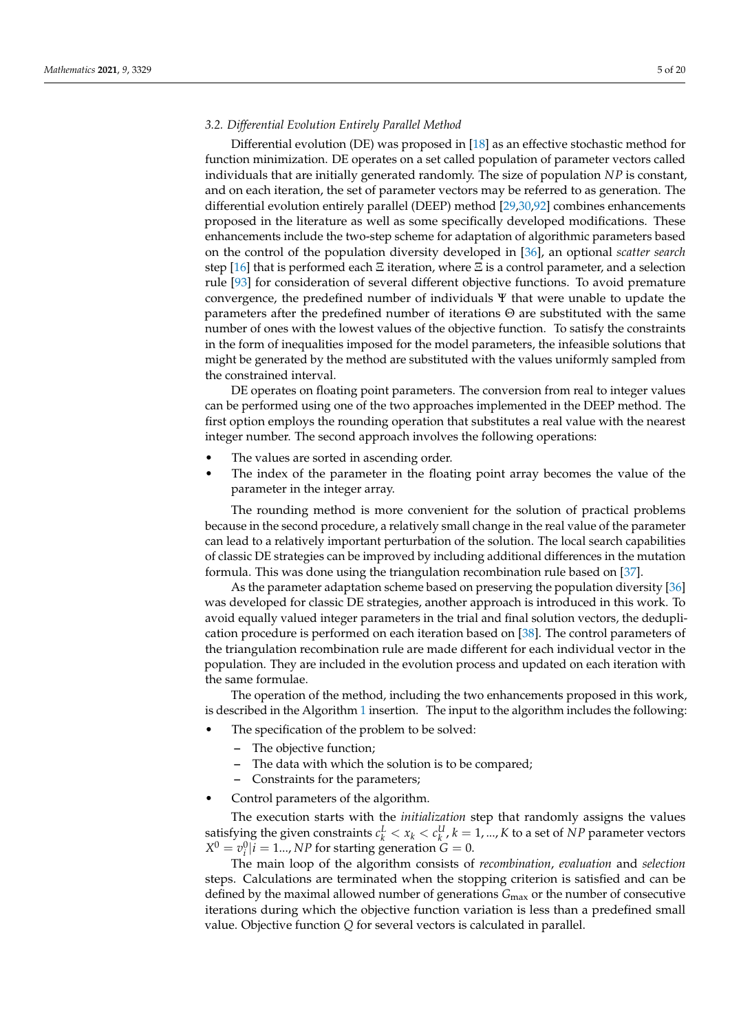### 3.2. Differential Evolution Entirely Parallel Method

Differential evolution (DE) was proposed in [18] as an effective stochastic method for function minimization. DE operates on a set called population of parameter vectors called individuals that are initially generated randomly. The size of population $NP$ is constant, and on each iteration, the set of parameter vectors may be referred to as generation. The differential evolution entirely parallel (DEEP) method [29,30,92] combines enhancements proposed in the literature as well as some specifically developed modifications. These enhancements include the two-step scheme for adaptation of algorithmic parameters based on the control of the population diversity developed in [36], an optional *scatter search* step [16] that is performed each $\Xi$ iteration, where $\Xi$ is a control parameter, and a selection rule [93] for consideration of several different objective functions. To avoid premature convergence, the predefined number of individuals $\Psi$ that were unable to update the parameters after the predefined number of iterations $\Theta$ are substituted with the same number of ones with the lowest values of the objective function. To satisfy the constraints in the form of inequalities imposed for the model parameters, the infeasible solutions that might be generated by the method are substituted with the values uniformly sampled from the constrained interval.

DE operates on floating point parameters. The conversion from real to integer values can be performed using one of the two approaches implemented in the DEEP method. The first option employs the rounding operation that substitutes a real value with the nearest integer number. The second approach involves the following operations:

- The values are sorted in ascending order.
- The index of the parameter in the floating point array becomes the value of the parameter in the integer array.

The rounding method is more convenient for the solution of practical problems because in the second procedure, a relatively small change in the real value of the parameter can lead to a relatively important perturbation of the solution. The local search capabilities of classic DE strategies can be improved by including additional differences in the mutation formula. This was done using the triangulation recombination rule based on [37].

As the parameter adaptation scheme based on preserving the population diversity [36] was developed for classic DE strategies, another approach is introduced in this work. To avoid equally valued integer parameters in the trial and final solution vectors, the deduplication procedure is performed on each iteration based on [38]. The control parameters of the triangulation recombination rule are made different for each individual vector in the population. They are included in the evolution process and updated on each iteration with the same formulae.

The operation of the method, including the two enhancements proposed in this work, is described in the Algorithm 1 insertion. The input to the algorithm includes the following:

- The specification of the problem to be solved:
  - The objective function;
  - The data with which the solution is to be compared;
  - Constraints for the parameters;
- Control parameters of the algorithm.

The execution starts with the *initialization* step that randomly assigns the values satisfying the given constraints $c^L_k < x_k < c^U_k, k = 1, ..., K$ to a set of $NP$ parameter vectors $X^0 = v^0_i | i = 1..., NP$ for starting generation $G = 0$.

The main loop of the algorithm consists of *recombination*, *evaluation* and *selection* steps. Calculations are terminated when the stopping criterion is satisfied and can be defined by the maximal allowed number of generations $G_{\max}$ or the number of consecutive iterations during which the objective function variation is less than a predefined small value. Objective function $Q$ for several vectors is calculated in parallel.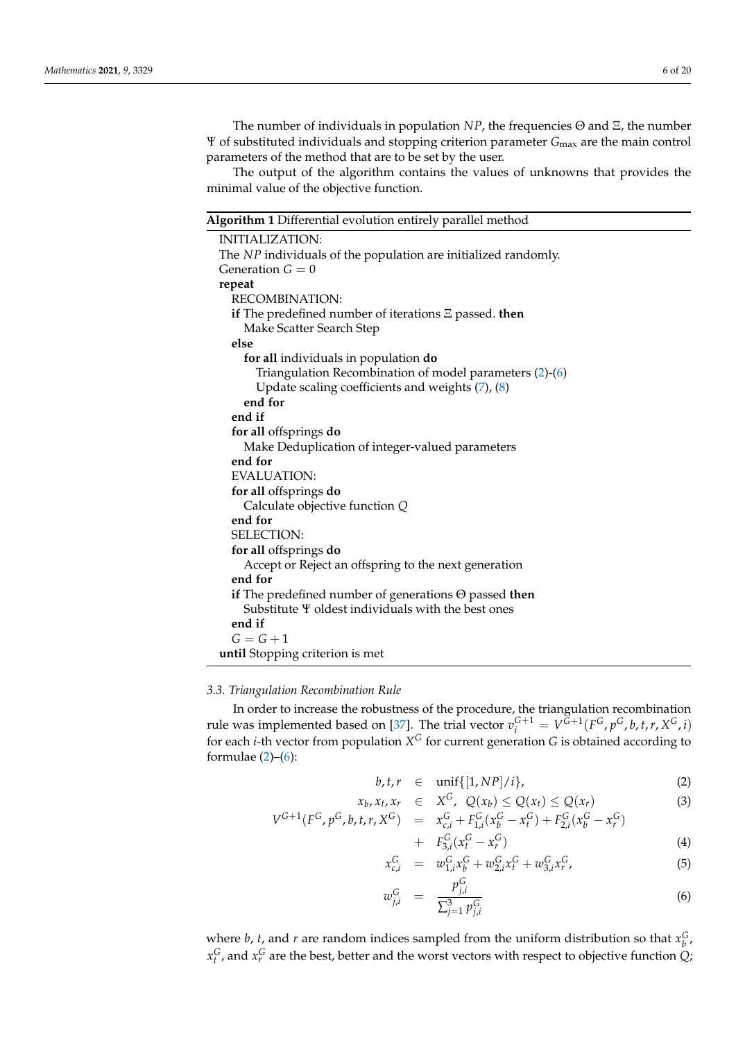The number of individuals in population $NP$, the frequencies $\Theta$ and $\Xi$, the number $\Psi$ of substituted individuals and stopping criterion parameter $G_{\max}$ are the main control parameters of the method that are to be set by the user.

The output of the algorithm contains the values of unknowns that provides the minimal value of the objective function.

**Algorithm 1** Differential evolution entirely parallel method

```
INITIALIZATION:
The NP individuals of the population are initialized randomly.
Generation G = 0
repeat
  RECOMBINATION:
  if The predefined number of iterations Ξ passed. then
    Make Scatter Search Step
  else
    for all individuals in population do
      Triangulation Recombination of model parameters (2)-(6)
      Update scaling coefficients and weights (7), (8)
    end for
  end if
  for all offsprings do
    Make Deduplication of integer-valued parameters
  end for
  EVALUATION:
  for all offsprings do
    Calculate objective function Q
  end for
  SELECTION:
  for all offsprings do
    Accept or Reject an offspring to the next generation
  end for
  if The predefined number of generations Θ passed then
    Substitute Ψ oldest individuals with the best ones
  end if
  G = G + 1
until Stopping criterion is met
```

### 3.3. Triangulation Recombination Rule

In order to increase the robustness of the procedure, the triangulation recombination rule was implemented based on [37]. The trial vector $v_i^{G+1} = V^{G+1}(F^G, p^G, b, t, r, X^G, i)$ for each $i$-th vector from population $X^G$ for current generation $G$ is obtained according to formulae (2)–(6):

$$b, t, r \in \text{unif}\{[1, NP]/i\}, \tag{2}$$

$$x_b, x_t, x_r \in X^G, \;\; Q(x_b) \leq Q(x_t) \leq Q(x_r) \tag{3}$$

$$V^{G+1}(F^G, p^G, b, t, r, X^G) = x_{c,i}^G + F_{1,i}^G(x_b^G - x_t^G) + F_{2,i}^G(x_b^G - x_r^G) + F_{3,i}^G(x_t^G - x_r^G) \tag{4}$$

$$x_{c,i}^G = w_{1,i}^G x_b^G + w_{2,i}^G x_t^G + w_{3,i}^G x_r^G, \tag{5}$$

$$w_{j,i}^G = \frac{p_{j,i}^G}{\sum_{j=1}^{3} p_{j,i}^G} \tag{6}$$

where $b$, $t$, and $r$ are random indices sampled from the uniform distribution so that $x_b^G$, $x_t^G$, and $x_r^G$ are the best, better and the worst vectors with respect to objective function $Q$;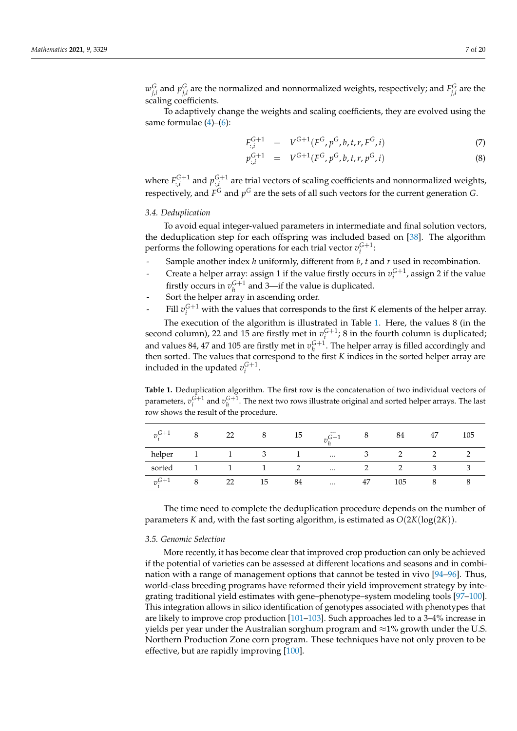$w_{j,i}^{G}$ and $p_{j,i}^{G}$ are the normalized and nonnormalized weights, respectively; and $F_{j,i}^{G}$ are the scaling coefficients.

To adaptively change the weights and scaling coefficients, they are evolved using the same formulae (4)–(6):

$$F_{:,i}^{G+1} = V^{G+1}(F^{G}, p^{G}, b, t, r, F^{G}, i) \tag{7}$$

$$p_{:,i}^{G+1} = V^{G+1}(F^{G}, p^{G}, b, t, r, p^{G}, i) \tag{8}$$

where $F_{:,i}^{G+1}$ and $p_{:,i}^{G+1}$ are trial vectors of scaling coefficients and nonnormalized weights, respectively, and $F^{G}$ and $p^{G}$ are the sets of all such vectors for the current generation $G$.

### 3.4. Deduplication

To avoid equal integer-valued parameters in intermediate and final solution vectors, the deduplication step for each offspring was included based on [38]. The algorithm performs the following operations for each trial vector $v_i^{G+1}$:

- Sample another index $h$ uniformly, different from $b$, $t$ and $r$ used in recombination.
- Create a helper array: assign 1 if the value firstly occurs in $v_i^{G+1}$, assign 2 if the value firstly occurs in $v_h^{G+1}$ and 3—if the value is duplicated.
- Sort the helper array in ascending order.
- Fill $v_i^{G+1}$ with the values that corresponds to the first $K$ elements of the helper array.

The execution of the algorithm is illustrated in Table 1. Here, the values 8 (in the second column), 22 and 15 are firstly met in $v_i^{G+1}$; 8 in the fourth column is duplicated; and values 84, 47 and 105 are firstly met in $v_h^{G+1}$. The helper array is filled accordingly and then sorted. The values that correspond to the first $K$ indices in the sorted helper array are included in the updated $v_i^{G+1}$.

**Table 1.** Deduplication algorithm. The first row is the concatenation of two individual vectors of parameters, $v_i^{G+1}$ and $v_h^{G+1}$. The next two rows illustrate original and sorted helper arrays. The last row shows the result of the procedure.

| $v_i^{G+1}$ | 8 | 22 | 8 | 15 | … $v_h^{G+1}$ | 8 | 84 | 47 | 105 |
|---|---|---|---|---|---|---|---|---|---|
| helper | 1 | 1 | 3 | 1 | … | 3 | 2 | 2 | 2 |
| sorted | 1 | 1 | 1 | 2 | … | 2 | 2 | 3 | 3 |
| $v_i^{G+1}$ | 8 | 22 | 15 | 84 | … | 47 | 105 | 8 | 8 |

The time need to complete the deduplication procedure depends on the number of parameters $K$ and, with the fast sorting algorithm, is estimated as $O(2K(\log(2K))$.

### 3.5. Genomic Selection

More recently, it has become clear that improved crop production can only be achieved if the potential of varieties can be assessed at different locations and seasons and in combination with a range of management options that cannot be tested in vivo [94–96]. Thus, world-class breeding programs have reformed their yield improvement strategy by integrating traditional yield estimates with gene–phenotype–system modeling tools [97–100]. This integration allows in silico identification of genotypes associated with phenotypes that are likely to improve crop production [101–103]. Such approaches led to a 3–4% increase in yields per year under the Australian sorghum program and ≈1% growth under the U.S. Northern Production Zone corn program. These techniques have not only proven to be effective, but are rapidly improving [100].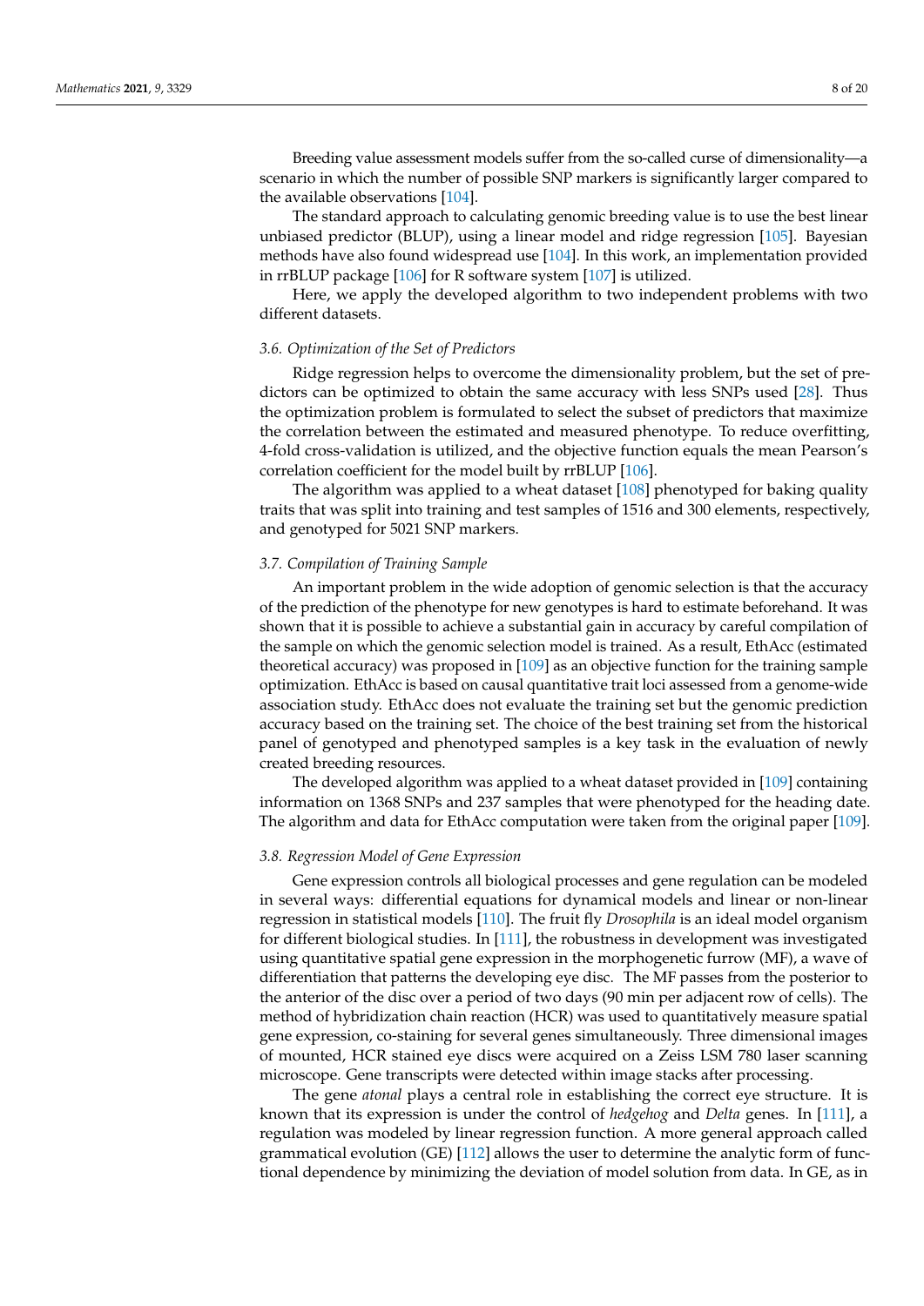Breeding value assessment models suffer from the so-called curse of dimensionality—a scenario in which the number of possible SNP markers is significantly larger compared to the available observations [104].

The standard approach to calculating genomic breeding value is to use the best linear unbiased predictor (BLUP), using a linear model and ridge regression [105]. Bayesian methods have also found widespread use [104]. In this work, an implementation provided in rrBLUP package [106] for R software system [107] is utilized.

Here, we apply the developed algorithm to two independent problems with two different datasets.

### 3.6. Optimization of the Set of Predictors

Ridge regression helps to overcome the dimensionality problem, but the set of predictors can be optimized to obtain the same accuracy with less SNPs used [28]. Thus the optimization problem is formulated to select the subset of predictors that maximize the correlation between the estimated and measured phenotype. To reduce overfitting, 4-fold cross-validation is utilized, and the objective function equals the mean Pearson's correlation coefficient for the model built by rrBLUP [106].

The algorithm was applied to a wheat dataset [108] phenotyped for baking quality traits that was split into training and test samples of 1516 and 300 elements, respectively, and genotyped for 5021 SNP markers.

### 3.7. Compilation of Training Sample

An important problem in the wide adoption of genomic selection is that the accuracy of the prediction of the phenotype for new genotypes is hard to estimate beforehand. It was shown that it is possible to achieve a substantial gain in accuracy by careful compilation of the sample on which the genomic selection model is trained. As a result, EthAcc (estimated theoretical accuracy) was proposed in [109] as an objective function for the training sample optimization. EthAcc is based on causal quantitative trait loci assessed from a genome-wide association study. EthAcc does not evaluate the training set but the genomic prediction accuracy based on the training set. The choice of the best training set from the historical panel of genotyped and phenotyped samples is a key task in the evaluation of newly created breeding resources.

The developed algorithm was applied to a wheat dataset provided in [109] containing information on 1368 SNPs and 237 samples that were phenotyped for the heading date. The algorithm and data for EthAcc computation were taken from the original paper [109].

### 3.8. Regression Model of Gene Expression

Gene expression controls all biological processes and gene regulation can be modeled in several ways: differential equations for dynamical models and linear or non-linear regression in statistical models [110]. The fruit fly *Drosophila* is an ideal model organism for different biological studies. In [111], the robustness in development was investigated using quantitative spatial gene expression in the morphogenetic furrow (MF), a wave of differentiation that patterns the developing eye disc. The MF passes from the posterior to the anterior of the disc over a period of two days (90 min per adjacent row of cells). The method of hybridization chain reaction (HCR) was used to quantitatively measure spatial gene expression, co-staining for several genes simultaneously. Three dimensional images of mounted, HCR stained eye discs were acquired on a Zeiss LSM 780 laser scanning microscope. Gene transcripts were detected within image stacks after processing.

The gene *atonal* plays a central role in establishing the correct eye structure. It is known that its expression is under the control of *hedgehog* and *Delta* genes. In [111], a regulation was modeled by linear regression function. A more general approach called grammatical evolution (GE) [112] allows the user to determine the analytic form of functional dependence by minimizing the deviation of model solution from data. In GE, as in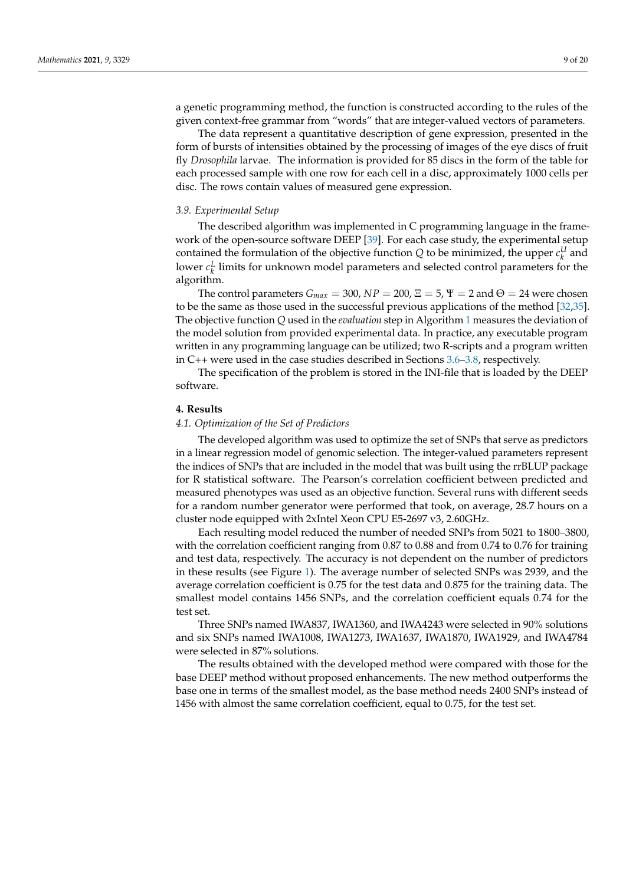a genetic programming method, the function is constructed according to the rules of the given context-free grammar from "words" that are integer-valued vectors of parameters.

The data represent a quantitative description of gene expression, presented in the form of bursts of intensities obtained by the processing of images of the eye discs of fruit fly *Drosophila* larvae. The information is provided for 85 discs in the form of the table for each processed sample with one row for each cell in a disc, approximately 1000 cells per disc. The rows contain values of measured gene expression.

### 3.9. Experimental Setup

The described algorithm was implemented in C programming language in the framework of the open-source software DEEP [39]. For each case study, the experimental setup contained the formulation of the objective function $Q$ to be minimized, the upper $c_k^U$ and lower $c_k^L$ limits for unknown model parameters and selected control parameters for the algorithm.

The control parameters $G_{max} = 300$, $NP = 200$, $\Xi = 5$, $\Psi = 2$ and $\Theta = 24$ were chosen to be the same as those used in the successful previous applications of the method [32,35]. The objective function $Q$ used in the *evaluation* step in Algorithm 1 measures the deviation of the model solution from provided experimental data. In practice, any executable program written in any programming language can be utilized; two R-scripts and a program written in C++ were used in the case studies described in Sections 3.6–3.8, respectively.

The specification of the problem is stored in the INI-file that is loaded by the DEEP software.

## 4. Results

### 4.1. Optimization of the Set of Predictors

The developed algorithm was used to optimize the set of SNPs that serve as predictors in a linear regression model of genomic selection. The integer-valued parameters represent the indices of SNPs that are included in the model that was built using the rrBLUP package for R statistical software. The Pearson's correlation coefficient between predicted and measured phenotypes was used as an objective function. Several runs with different seeds for a random number generator were performed that took, on average, 28.7 hours on a cluster node equipped with 2xIntel Xeon CPU E5-2697 v3, 2.60GHz.

Each resulting model reduced the number of needed SNPs from 5021 to 1800–3800, with the correlation coefficient ranging from 0.87 to 0.88 and from 0.74 to 0.76 for training and test data, respectively. The accuracy is not dependent on the number of predictors in these results (see Figure 1). The average number of selected SNPs was 2939, and the average correlation coefficient is 0.75 for the test data and 0.875 for the training data. The smallest model contains 1456 SNPs, and the correlation coefficient equals 0.74 for the test set.

Three SNPs named IWA837, IWA1360, and IWA4243 were selected in 90% solutions and six SNPs named IWA1008, IWA1273, IWA1637, IWA1870, IWA1929, and IWA4784 were selected in 87% solutions.

The results obtained with the developed method were compared with those for the base DEEP method without proposed enhancements. The new method outperforms the base one in terms of the smallest model, as the base method needs 2400 SNPs instead of 1456 with almost the same correlation coefficient, equal to 0.75, for the test set.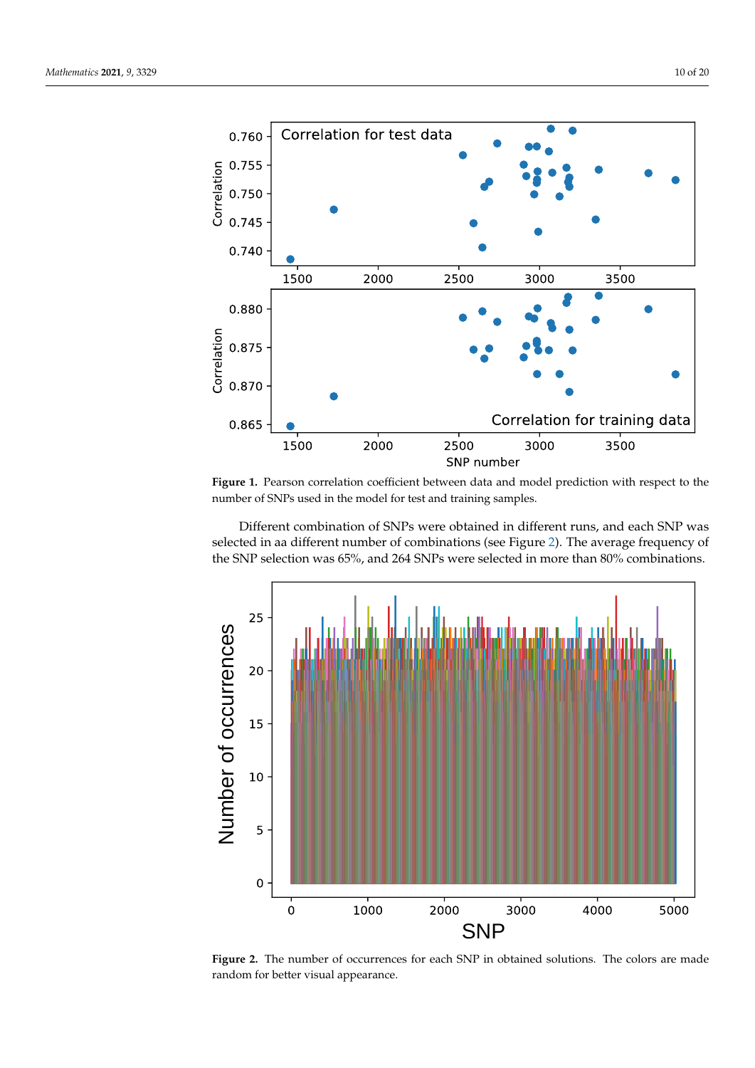**Figure 1.** Pearson correlation coefficient between data and model prediction with respect to the number of SNPs used in the model for test and training samples.

Different combination of SNPs were obtained in different runs, and each SNP was selected in aa different number of combinations (see Figure 2). The average frequency of the SNP selection was 65%, and 264 SNPs were selected in more than 80% combinations.

**Figure 2.** The number of occurrences for each SNP in obtained solutions. The colors are made random for better visual appearance.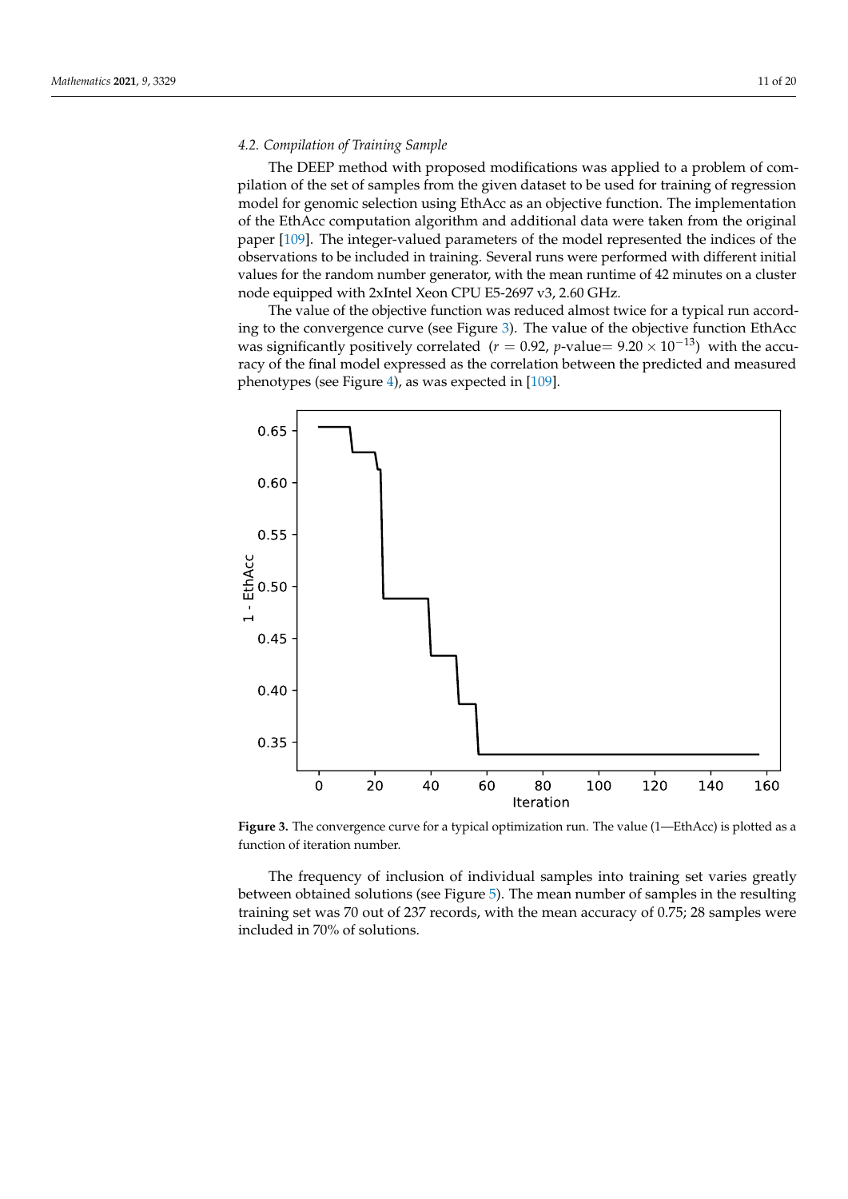### 4.2. Compilation of Training Sample

The DEEP method with proposed modifications was applied to a problem of compilation of the set of samples from the given dataset to be used for training of regression model for genomic selection using EthAcc as an objective function. The implementation of the EthAcc computation algorithm and additional data were taken from the original paper [109]. The integer-valued parameters of the model represented the indices of the observations to be included in training. Several runs were performed with different initial values for the random number generator, with the mean runtime of 42 minutes on a cluster node equipped with 2xIntel Xeon CPU E5-2697 v3, 2.60 GHz.

The value of the objective function was reduced almost twice for a typical run according to the convergence curve (see Figure 3). The value of the objective function EthAcc was significantly positively correlated ($r = 0.92$, $p$-value$= 9.20 \times 10^{-13}$) with the accuracy of the final model expressed as the correlation between the predicted and measured phenotypes (see Figure 4), as was expected in [109].

**Figure 3.** The convergence curve for a typical optimization run. The value (1—EthAcc) is plotted as a function of iteration number.

The frequency of inclusion of individual samples into training set varies greatly between obtained solutions (see Figure 5). The mean number of samples in the resulting training set was 70 out of 237 records, with the mean accuracy of 0.75; 28 samples were included in 70% of solutions.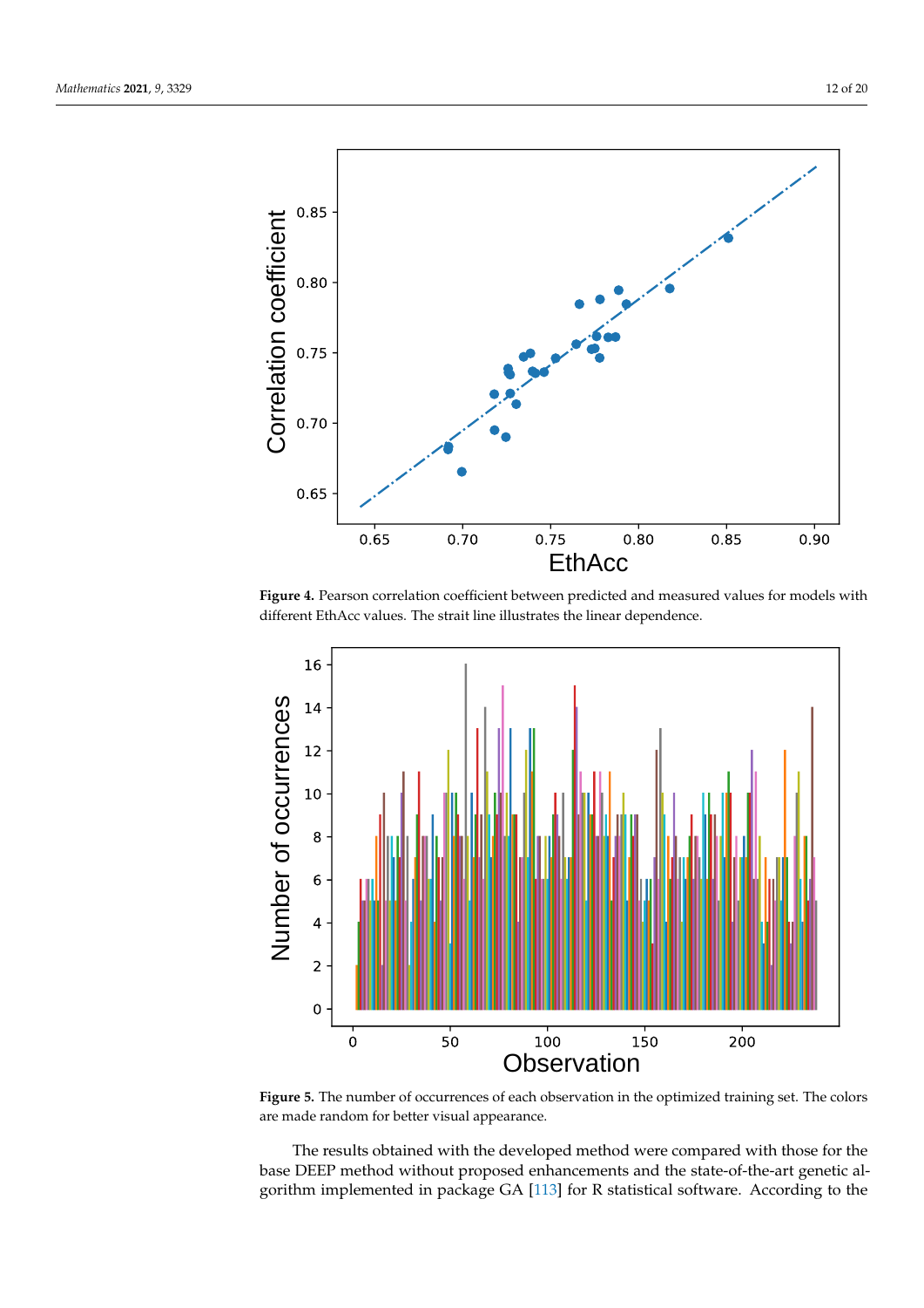**Figure 4.** Pearson correlation coefficient between predicted and measured values for models with different EthAcc values. The strait line illustrates the linear dependence.

**Figure 5.** The number of occurrences of each observation in the optimized training set. The colors are made random for better visual appearance.

The results obtained with the developed method were compared with those for the base DEEP method without proposed enhancements and the state-of-the-art genetic algorithm implemented in package GA [113] for R statistical software. According to the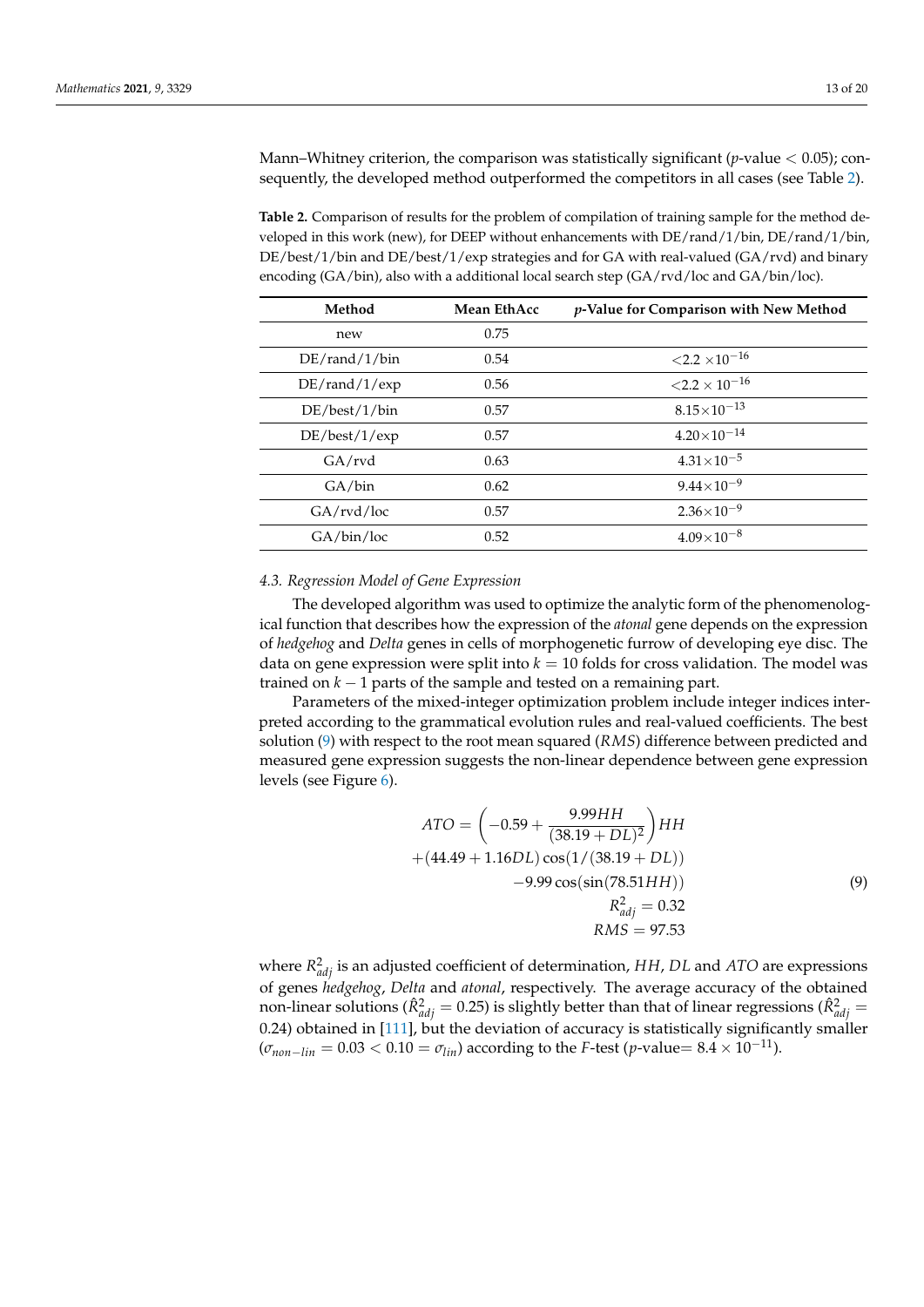Mann–Whitney criterion, the comparison was statistically significant ($p$-value $< 0.05$); consequently, the developed method outperformed the competitors in all cases (see Table 2).

**Table 2.** Comparison of results for the problem of compilation of training sample for the method developed in this work (new), for DEEP without enhancements with DE/rand/1/bin, DE/rand/1/bin, DE/best/1/bin and DE/best/1/exp strategies and for GA with real-valued (GA/rvd) and binary encoding (GA/bin), also with a additional local search step (GA/rvd/loc and GA/bin/loc).

| Method | Mean EthAcc | $p$-Value for Comparison with New Method |
|---|---|---|
| new | 0.75 | |
| DE/rand/1/bin | 0.54 | $<2.2 \times 10^{-16}$ |
| DE/rand/1/exp | 0.56 | $<2.2 \times 10^{-16}$ |
| DE/best/1/bin | 0.57 | $8.15 \times 10^{-13}$ |
| DE/best/1/exp | 0.57 | $4.20 \times 10^{-14}$ |
| GA/rvd | 0.63 | $4.31 \times 10^{-5}$ |
| GA/bin | 0.62 | $9.44 \times 10^{-9}$ |
| GA/rvd/loc | 0.57 | $2.36 \times 10^{-9}$ |
| GA/bin/loc | 0.52 | $4.09 \times 10^{-8}$ |

### 4.3. Regression Model of Gene Expression

The developed algorithm was used to optimize the analytic form of the phenomenological function that describes how the expression of the *atonal* gene depends on the expression of *hedgehog* and *Delta* genes in cells of morphogenetic furrow of developing eye disc. The data on gene expression were split into $k = 10$ folds for cross validation. The model was trained on $k - 1$ parts of the sample and tested on a remaining part.

Parameters of the mixed-integer optimization problem include integer indices interpreted according to the grammatical evolution rules and real-valued coefficients. The best solution (9) with respect to the root mean squared (*RMS*) difference between predicted and measured gene expression suggests the non-linear dependence between gene expression levels (see Figure 6).

$$
\begin{aligned}
ATO = \left(-0.59 + \frac{9.99HH}{(38.19 + DL)^2}\right)HH \\
+(44.49 + 1.16DL)\cos(1/(38.19 + DL)) \\
-9.99\cos(\sin(78.51HH)) \\
R^2_{adj} = 0.32 \\
RMS = 97.53
\end{aligned}
\quad (9)
$$

where $R^2_{adj}$ is an adjusted coefficient of determination, $HH$, $DL$ and $ATO$ are expressions of genes *hedgehog*, *Delta* and *atonal*, respectively. The average accuracy of the obtained non-linear solutions ($\hat{R}^2_{adj} = 0.25$) is slightly better than that of linear regressions ($\hat{R}^2_{adj} = 0.24$) obtained in [111], but the deviation of accuracy is statistically significantly smaller ($\sigma_{non-lin} = 0.03 < 0.10 = \sigma_{lin}$) according to the $F$-test ($p$-value$= 8.4 \times 10^{-11}$).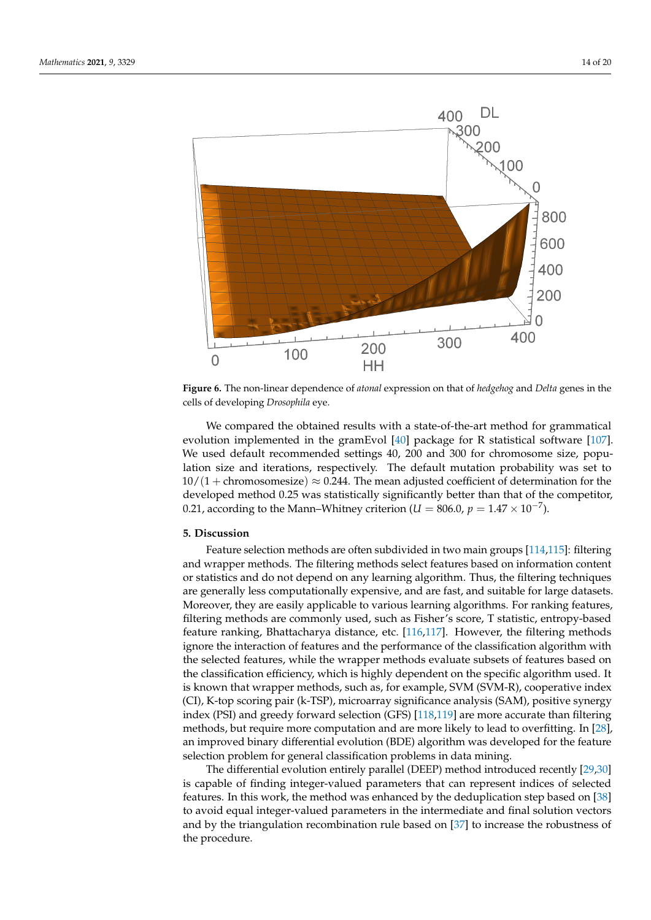**Figure 6.** The non-linear dependence of *atonal* expression on that of *hedgehog* and *Delta* genes in the cells of developing *Drosophila* eye.

We compared the obtained results with a state-of-the-art method for grammatical evolution implemented in the gramEvol [40] package for R statistical software [107]. We used default recommended settings 40, 200 and 300 for chromosome size, population size and iterations, respectively. The default mutation probability was set to $10/(1 + \text{chromosomesize}) \approx 0.244$. The mean adjusted coefficient of determination for the developed method 0.25 was statistically significantly better than that of the competitor, 0.21, according to the Mann–Whitney criterion ($U = 806.0$, $p = 1.47 \times 10^{-7}$).

## 5. Discussion

Feature selection methods are often subdivided in two main groups [114,115]: filtering and wrapper methods. The filtering methods select features based on information content or statistics and do not depend on any learning algorithm. Thus, the filtering techniques are generally less computationally expensive, and are fast, and suitable for large datasets. Moreover, they are easily applicable to various learning algorithms. For ranking features, filtering methods are commonly used, such as Fisher's score, T statistic, entropy-based feature ranking, Bhattacharya distance, etc. [116,117]. However, the filtering methods ignore the interaction of features and the performance of the classification algorithm with the selected features, while the wrapper methods evaluate subsets of features based on the classification efficiency, which is highly dependent on the specific algorithm used. It is known that wrapper methods, such as, for example, SVM (SVM-R), cooperative index (CI), K-top scoring pair (k-TSP), microarray significance analysis (SAM), positive synergy index (PSI) and greedy forward selection (GFS) [118,119] are more accurate than filtering methods, but require more computation and are more likely to lead to overfitting. In [28], an improved binary differential evolution (BDE) algorithm was developed for the feature selection problem for general classification problems in data mining.

The differential evolution entirely parallel (DEEP) method introduced recently [29,30] is capable of finding integer-valued parameters that can represent indices of selected features. In this work, the method was enhanced by the deduplication step based on [38] to avoid equal integer-valued parameters in the intermediate and final solution vectors and by the triangulation recombination rule based on [37] to increase the robustness of the procedure.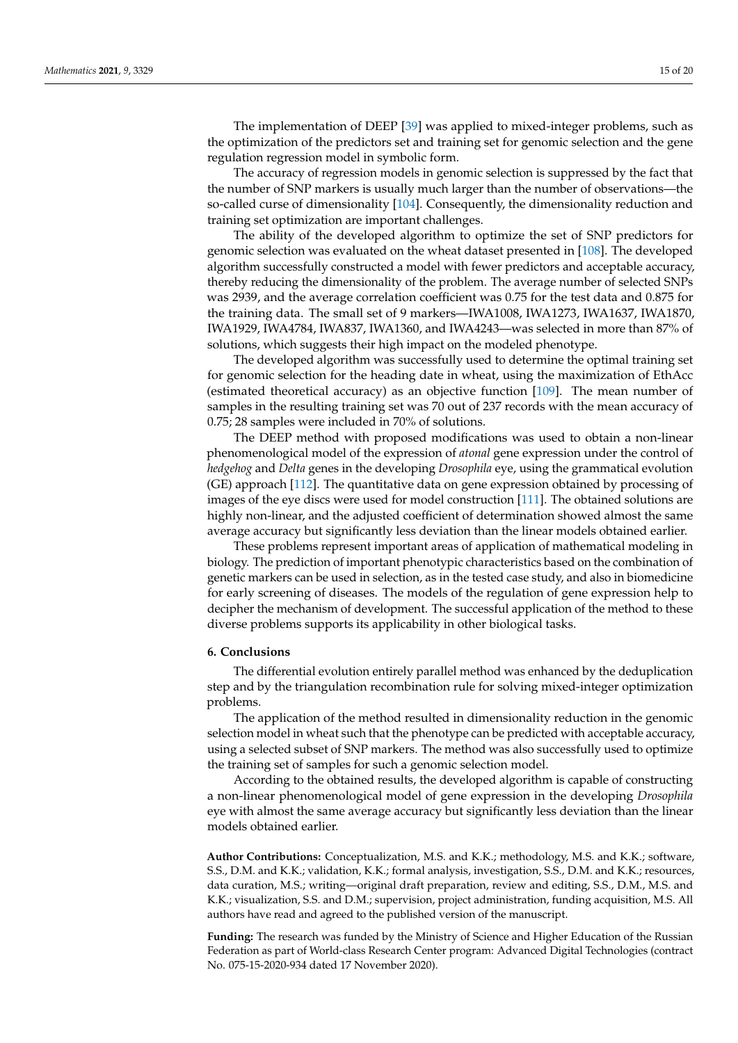The implementation of DEEP [39] was applied to mixed-integer problems, such as the optimization of the predictors set and training set for genomic selection and the gene regulation regression model in symbolic form.

The accuracy of regression models in genomic selection is suppressed by the fact that the number of SNP markers is usually much larger than the number of observations—the so-called curse of dimensionality [104]. Consequently, the dimensionality reduction and training set optimization are important challenges.

The ability of the developed algorithm to optimize the set of SNP predictors for genomic selection was evaluated on the wheat dataset presented in [108]. The developed algorithm successfully constructed a model with fewer predictors and acceptable accuracy, thereby reducing the dimensionality of the problem. The average number of selected SNPs was 2939, and the average correlation coefficient was 0.75 for the test data and 0.875 for the training data. The small set of 9 markers—IWA1008, IWA1273, IWA1637, IWA1870, IWA1929, IWA4784, IWA837, IWA1360, and IWA4243—was selected in more than 87% of solutions, which suggests their high impact on the modeled phenotype.

The developed algorithm was successfully used to determine the optimal training set for genomic selection for the heading date in wheat, using the maximization of EthAcc (estimated theoretical accuracy) as an objective function [109]. The mean number of samples in the resulting training set was 70 out of 237 records with the mean accuracy of 0.75; 28 samples were included in 70% of solutions.

The DEEP method with proposed modifications was used to obtain a non-linear phenomenological model of the expression of *atonal* gene expression under the control of *hedgehog* and *Delta* genes in the developing *Drosophila* eye, using the grammatical evolution (GE) approach [112]. The quantitative data on gene expression obtained by processing of images of the eye discs were used for model construction [111]. The obtained solutions are highly non-linear, and the adjusted coefficient of determination showed almost the same average accuracy but significantly less deviation than the linear models obtained earlier.

These problems represent important areas of application of mathematical modeling in biology. The prediction of important phenotypic characteristics based on the combination of genetic markers can be used in selection, as in the tested case study, and also in biomedicine for early screening of diseases. The models of the regulation of gene expression help to decipher the mechanism of development. The successful application of the method to these diverse problems supports its applicability in other biological tasks.

## 6. Conclusions

The differential evolution entirely parallel method was enhanced by the deduplication step and by the triangulation recombination rule for solving mixed-integer optimization problems.

The application of the method resulted in dimensionality reduction in the genomic selection model in wheat such that the phenotype can be predicted with acceptable accuracy, using a selected subset of SNP markers. The method was also successfully used to optimize the training set of samples for such a genomic selection model.

According to the obtained results, the developed algorithm is capable of constructing a non-linear phenomenological model of gene expression in the developing *Drosophila* eye with almost the same average accuracy but significantly less deviation than the linear models obtained earlier.

**Author Contributions:** Conceptualization, M.S. and K.K.; methodology, M.S. and K.K.; software, S.S., D.M. and K.K.; validation, K.K.; formal analysis, investigation, S.S., D.M. and K.K.; resources, data curation, M.S.; writing—original draft preparation, review and editing, S.S., D.M., M.S. and K.K.; visualization, S.S. and D.M.; supervision, project administration, funding acquisition, M.S. All authors have read and agreed to the published version of the manuscript.

**Funding:** The research was funded by the Ministry of Science and Higher Education of the Russian Federation as part of World-class Research Center program: Advanced Digital Technologies (contract No. 075-15-2020-934 dated 17 November 2020).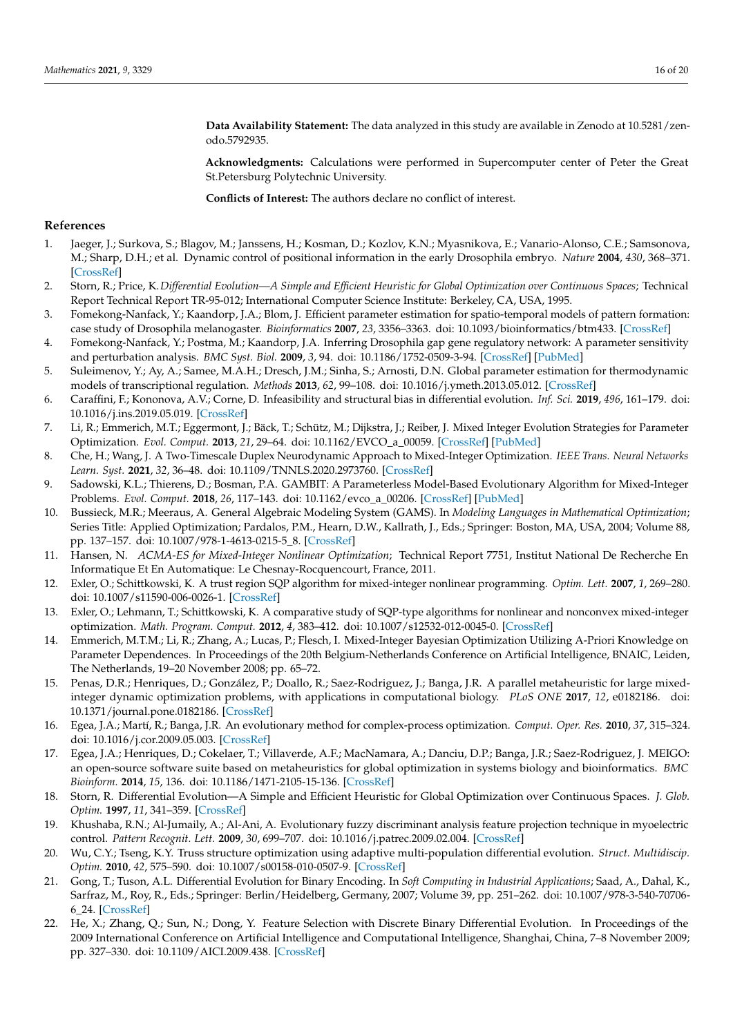**Data Availability Statement:** The data analyzed in this study are available in Zenodo at 10.5281/zenodo.5792935.

**Acknowledgments:** Calculations were performed in Supercomputer center of Peter the Great St.Petersburg Polytechnic University.

**Conflicts of Interest:** The authors declare no conflict of interest.

## References

1. Jaeger, J.; Surkova, S.; Blagov, M.; Janssens, H.; Kosman, D.; Kozlov, K.N.; Myasnikova, E.; Vanario-Alonso, C.E.; Samsonova, M.; Sharp, D.H.; et al. Dynamic control of positional information in the early Drosophila embryo. *Nature* **2004**, *430*, 368–371. [CrossRef]
2. Storn, R.; Price, K. *Differential Evolution—A Simple and Efficient Heuristic for Global Optimization over Continuous Spaces*; Technical Report Technical Report TR-95-012; International Computer Science Institute: Berkeley, CA, USA, 1995.
3. Fomekong-Nanfack, Y.; Kaandorp, J.A.; Blom, J. Efficient parameter estimation for spatio-temporal models of pattern formation: case study of Drosophila melanogaster. *Bioinformatics* **2007**, *23*, 3356–3363. doi: 10.1093/bioinformatics/btm433. [CrossRef]
4. Fomekong-Nanfack, Y.; Postma, M.; Kaandorp, J.A. Inferring Drosophila gap gene regulatory network: A parameter sensitivity and perturbation analysis. *BMC Syst. Biol.* **2009**, *3*, 94. doi: 10.1186/1752-0509-3-94. [CrossRef] [PubMed]
5. Suleimenov, Y.; Ay, A.; Samee, M.A.H.; Dresch, J.M.; Sinha, S.; Arnosti, D.N. Global parameter estimation for thermodynamic models of transcriptional regulation. *Methods* **2013**, *62*, 99–108. doi: 10.1016/j.ymeth.2013.05.012. [CrossRef]
6. Caraffini, F.; Kononova, A.V.; Corne, D. Infeasibility and structural bias in differential evolution. *Inf. Sci.* **2019**, *496*, 161–179. doi: 10.1016/j.ins.2019.05.019. [CrossRef]
7. Li, R.; Emmerich, M.T.; Eggermont, J.; Bäck, T.; Schütz, M.; Dijkstra, J.; Reiber, J. Mixed Integer Evolution Strategies for Parameter Optimization. *Evol. Comput.* **2013**, *21*, 29–64. doi: 10.1162/EVCO_a_00059. [CrossRef] [PubMed]
8. Che, H.; Wang, J. A Two-Timescale Duplex Neurodynamic Approach to Mixed-Integer Optimization. *IEEE Trans. Neural Networks Learn. Syst.* **2021**, *32*, 36–48. doi: 10.1109/TNNLS.2020.2973760. [CrossRef]
9. Sadowski, K.L.; Thierens, D.; Bosman, P.A. GAMBIT: A Parameterless Model-Based Evolutionary Algorithm for Mixed-Integer Problems. *Evol. Comput.* **2018**, *26*, 117–143. doi: 10.1162/evco_a_00206. [CrossRef] [PubMed]
10. Bussieck, M.R.; Meeraus, A. General Algebraic Modeling System (GAMS). In *Modeling Languages in Mathematical Optimization*; Series Title: Applied Optimization; Pardalos, P.M., Hearn, D.W., Kallrath, J., Eds.; Springer: Boston, MA, USA, 2004; Volume 88, pp. 137–157. doi: 10.1007/978-1-4613-0215-5_8. [CrossRef]
11. Hansen, N. *ACMA-ES for Mixed-Integer Nonlinear Optimization*; Technical Report 7751, Institut National De Recherche En Informatique Et En Automatique: Le Chesnay-Rocquencourt, France, 2011.
12. Exler, O.; Schittkowski, K. A trust region SQP algorithm for mixed-integer nonlinear programming. *Optim. Lett.* **2007**, *1*, 269–280. doi: 10.1007/s11590-006-0026-1. [CrossRef]
13. Exler, O.; Lehmann, T.; Schittkowski, K. A comparative study of SQP-type algorithms for nonlinear and nonconvex mixed-integer optimization. *Math. Program. Comput.* **2012**, *4*, 383–412. doi: 10.1007/s12532-012-0045-0. [CrossRef]
14. Emmerich, M.T.M.; Li, R.; Zhang, A.; Lucas, P.; Flesch, I. Mixed-Integer Bayesian Optimization Utilizing A-Priori Knowledge on Parameter Dependences. In Proceedings of the 20th Belgium-Netherlands Conference on Artificial Intelligence, BNAIC, Leiden, The Netherlands, 19–20 November 2008; pp. 65–72.
15. Penas, D.R.; Henriques, D.; González, P.; Doallo, R.; Saez-Rodriguez, J.; Banga, J.R. A parallel metaheuristic for large mixed-integer dynamic optimization problems, with applications in computational biology. *PLoS ONE* **2017**, *12*, e0182186. doi: 10.1371/journal.pone.0182186. [CrossRef]
16. Egea, J.A.; Martí, R.; Banga, J.R. An evolutionary method for complex-process optimization. *Comput. Oper. Res.* **2010**, *37*, 315–324. doi: 10.1016/j.cor.2009.05.003. [CrossRef]
17. Egea, J.A.; Henriques, D.; Cokelaer, T.; Villaverde, A.F.; MacNamara, A.; Danciu, D.P.; Banga, J.R.; Saez-Rodriguez, J. MEIGO: an open-source software suite based on metaheuristics for global optimization in systems biology and bioinformatics. *BMC Bioinform.* **2014**, *15*, 136. doi: 10.1186/1471-2105-15-136. [CrossRef]
18. Storn, R. Differential Evolution—A Simple and Efficient Heuristic for Global Optimization over Continuous Spaces. *J. Glob. Optim.* **1997**, *11*, 341–359. [CrossRef]
19. Khushaba, R.N.; Al-Jumaily, A.; Al-Ani, A. Evolutionary fuzzy discriminant analysis feature projection technique in myoelectric control. *Pattern Recognit. Lett.* **2009**, *30*, 699–707. doi: 10.1016/j.patrec.2009.02.004. [CrossRef]
20. Wu, C.Y.; Tseng, K.Y. Truss structure optimization using adaptive multi-population differential evolution. *Struct. Multidiscip. Optim.* **2010**, *42*, 575–590. doi: 10.1007/s00158-010-0507-9. [CrossRef]
21. Gong, T.; Tuson, A.L. Differential Evolution for Binary Encoding. In *Soft Computing in Industrial Applications*; Saad, A., Dahal, K., Sarfraz, M., Roy, R., Eds.; Springer: Berlin/Heidelberg, Germany, 2007; Volume 39, pp. 251–262. doi: 10.1007/978-3-540-70706-6_24. [CrossRef]
22. He, X.; Zhang, Q.; Sun, N.; Dong, Y. Feature Selection with Discrete Binary Differential Evolution. In Proceedings of the 2009 International Conference on Artificial Intelligence and Computational Intelligence, Shanghai, China, 7–8 November 2009; pp. 327–330. doi: 10.1109/AICI.2009.438. [CrossRef]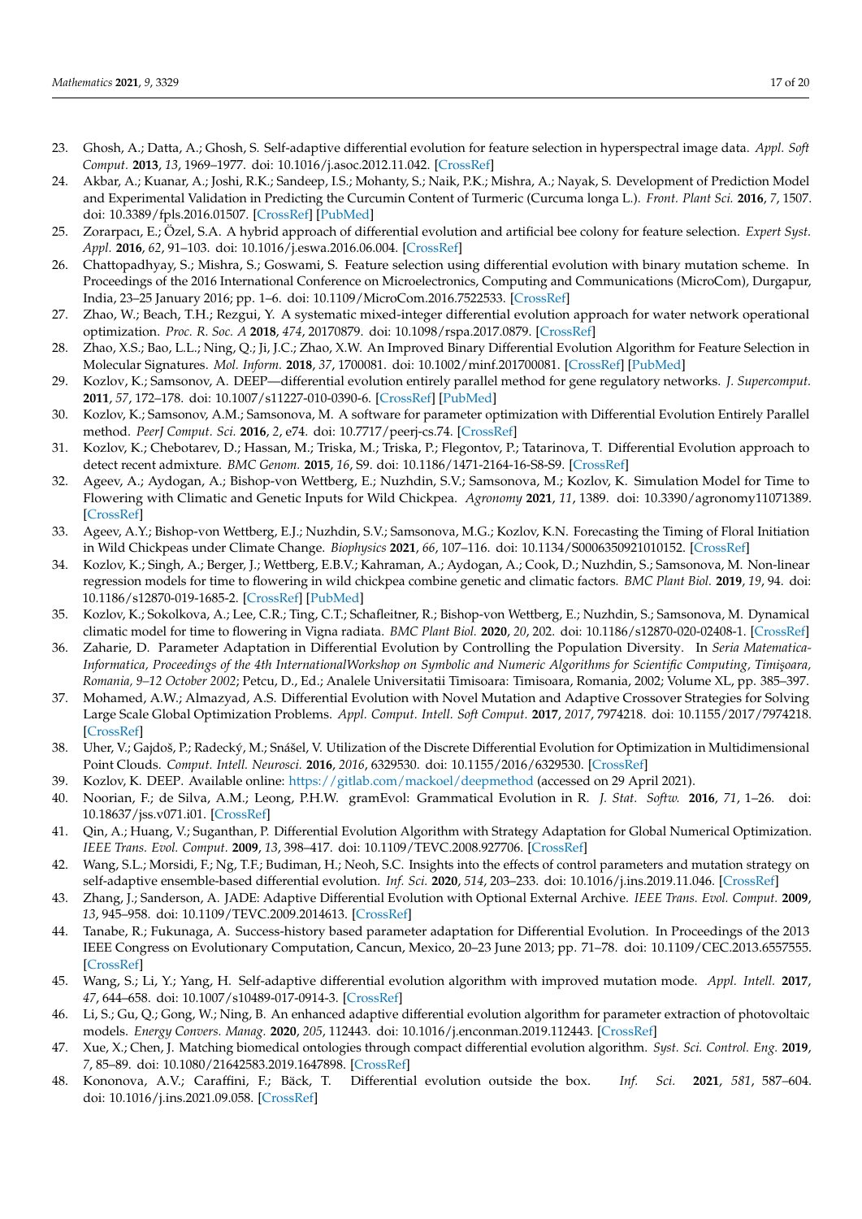23. Ghosh, A.; Datta, A.; Ghosh, S. Self-adaptive differential evolution for feature selection in hyperspectral image data. *Appl. Soft Comput.* **2013**, *13*, 1969–1977. doi: 10.1016/j.asoc.2012.11.042. [CrossRef]
24. Akbar, A.; Kuanar, A.; Joshi, R.K.; Sandeep, I.S.; Mohanty, S.; Naik, P.K.; Mishra, A.; Nayak, S. Development of Prediction Model and Experimental Validation in Predicting the Curcumin Content of Turmeric (Curcuma longa L.). *Front. Plant Sci.* **2016**, *7*, 1507. doi: 10.3389/fpls.2016.01507. [CrossRef] [PubMed]
25. Zorarpacı, E.; Özel, S.A. A hybrid approach of differential evolution and artificial bee colony for feature selection. *Expert Syst. Appl.* **2016**, *62*, 91–103. doi: 10.1016/j.eswa.2016.06.004. [CrossRef]
26. Chattopadhyay, S.; Mishra, S.; Goswami, S. Feature selection using differential evolution with binary mutation scheme. In Proceedings of the 2016 International Conference on Microelectronics, Computing and Communications (MicroCom), Durgapur, India, 23–25 January 2016; pp. 1–6. doi: 10.1109/MicroCom.2016.7522533. [CrossRef]
27. Zhao, W.; Beach, T.H.; Rezgui, Y. A systematic mixed-integer differential evolution approach for water network operational optimization. *Proc. R. Soc. A* **2018**, *474*, 20170879. doi: 10.1098/rspa.2017.0879. [CrossRef]
28. Zhao, X.S.; Bao, L.L.; Ning, Q.; Ji, J.C.; Zhao, X.W. An Improved Binary Differential Evolution Algorithm for Feature Selection in Molecular Signatures. *Mol. Inform.* **2018**, *37*, 1700081. doi: 10.1002/minf.201700081. [CrossRef] [PubMed]
29. Kozlov, K.; Samsonov, A. DEEP—differential evolution entirely parallel method for gene regulatory networks. *J. Supercomput.* **2011**, *57*, 172–178. doi: 10.1007/s11227-010-0390-6. [CrossRef] [PubMed]
30. Kozlov, K.; Samsonov, A.M.; Samsonova, M. A software for parameter optimization with Differential Evolution Entirely Parallel method. *PeerJ Comput. Sci.* **2016**, *2*, e74. doi: 10.7717/peerj-cs.74. [CrossRef]
31. Kozlov, K.; Chebotarev, D.; Hassan, M.; Triska, M.; Triska, P.; Flegontov, P.; Tatarinova, T. Differential Evolution approach to detect recent admixture. *BMC Genom.* **2015**, *16*, S9. doi: 10.1186/1471-2164-16-S8-S9. [CrossRef]
32. Ageev, A.; Aydogan, A.; Bishop-von Wettberg, E.; Nuzhdin, S.V.; Samsonova, M.; Kozlov, K. Simulation Model for Time to Flowering with Climatic and Genetic Inputs for Wild Chickpea. *Agronomy* **2021**, *11*, 1389. doi: 10.3390/agronomy11071389. [CrossRef]
33. Ageev, A.Y.; Bishop-von Wettberg, E.J.; Nuzhdin, S.V.; Samsonova, M.G.; Kozlov, K.N. Forecasting the Timing of Floral Initiation in Wild Chickpeas under Climate Change. *Biophysics* **2021**, *66*, 107–116. doi: 10.1134/S0006350921010152. [CrossRef]
34. Kozlov, K.; Singh, A.; Berger, J.; Wettberg, E.B.V.; Kahraman, A.; Aydogan, A.; Cook, D.; Nuzhdin, S.; Samsonova, M. Non-linear regression models for time to flowering in wild chickpea combine genetic and climatic factors. *BMC Plant Biol.* **2019**, *19*, 94. doi: 10.1186/s12870-019-1685-2. [CrossRef] [PubMed]
35. Kozlov, K.; Sokolkova, A.; Lee, C.R.; Ting, C.T.; Schafleitner, R.; Bishop-von Wettberg, E.; Nuzhdin, S.; Samsonova, M. Dynamical climatic model for time to flowering in Vigna radiata. *BMC Plant Biol.* **2020**, *20*, 202. doi: 10.1186/s12870-020-02408-1. [CrossRef]
36. Zaharie, D. Parameter Adaptation in Differential Evolution by Controlling the Population Diversity. In *Seria Matematica-Informatica, Proceedings of the 4th InternationalWorkshop on Symbolic and Numeric Algorithms for Scientific Computing, Timişoara, Romania, 9–12 October 2002*; Petcu, D., Ed.; Analele Universitatii Timisoara: Timisoara, Romania, 2002; Volume XL, pp. 385–397.
37. Mohamed, A.W.; Almazyad, A.S. Differential Evolution with Novel Mutation and Adaptive Crossover Strategies for Solving Large Scale Global Optimization Problems. *Appl. Comput. Intell. Soft Comput.* **2017**, *2017*, 7974218. doi: 10.1155/2017/7974218. [CrossRef]
38. Uher, V.; Gajdoš, P.; Radecký, M.; Snášel, V. Utilization of the Discrete Differential Evolution for Optimization in Multidimensional Point Clouds. *Comput. Intell. Neurosci.* **2016**, *2016*, 6329530. doi: 10.1155/2016/6329530. [CrossRef]
39. Kozlov, K. DEEP. Available online: https://gitlab.com/mackoel/deepmethod (accessed on 29 April 2021).
40. Noorian, F.; de Silva, A.M.; Leong, P.H.W. gramEvol: Grammatical Evolution in R. *J. Stat. Softw.* **2016**, *71*, 1–26. doi: 10.18637/jss.v071.i01. [CrossRef]
41. Qin, A.; Huang, V.; Suganthan, P. Differential Evolution Algorithm with Strategy Adaptation for Global Numerical Optimization. *IEEE Trans. Evol. Comput.* **2009**, *13*, 398–417. doi: 10.1109/TEVC.2008.927706. [CrossRef]
42. Wang, S.L.; Morsidi, F.; Ng, T.F.; Budiman, H.; Neoh, S.C. Insights into the effects of control parameters and mutation strategy on self-adaptive ensemble-based differential evolution. *Inf. Sci.* **2020**, *514*, 203–233. doi: 10.1016/j.ins.2019.11.046. [CrossRef]
43. Zhang, J.; Sanderson, A. JADE: Adaptive Differential Evolution with Optional External Archive. *IEEE Trans. Evol. Comput.* **2009**, *13*, 945–958. doi: 10.1109/TEVC.2009.2014613. [CrossRef]
44. Tanabe, R.; Fukunaga, A. Success-history based parameter adaptation for Differential Evolution. In Proceedings of the 2013 IEEE Congress on Evolutionary Computation, Cancun, Mexico, 20–23 June 2013; pp. 71–78. doi: 10.1109/CEC.2013.6557555. [CrossRef]
45. Wang, S.; Li, Y.; Yang, H. Self-adaptive differential evolution algorithm with improved mutation mode. *Appl. Intell.* **2017**, *47*, 644–658. doi: 10.1007/s10489-017-0914-3. [CrossRef]
46. Li, S.; Gu, Q.; Gong, W.; Ning, B. An enhanced adaptive differential evolution algorithm for parameter extraction of photovoltaic models. *Energy Convers. Manag.* **2020**, *205*, 112443. doi: 10.1016/j.enconman.2019.112443. [CrossRef]
47. Xue, X.; Chen, J. Matching biomedical ontologies through compact differential evolution algorithm. *Syst. Sci. Control. Eng.* **2019**, *7*, 85–89. doi: 10.1080/21642583.2019.1647898. [CrossRef]
48. Kononova, A.V.; Caraffini, F.; Bäck, T. Differential evolution outside the box. *Inf. Sci.* **2021**, *581*, 587–604. doi: 10.1016/j.ins.2021.09.058. [CrossRef]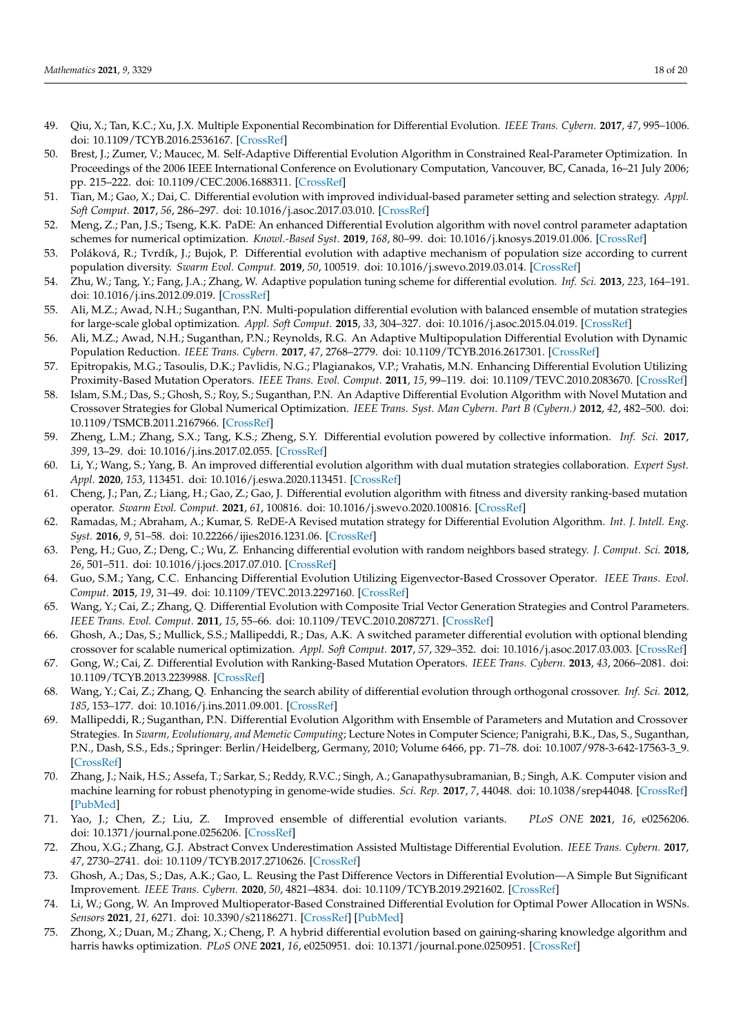49. Qiu, X.; Tan, K.C.; Xu, J.X. Multiple Exponential Recombination for Differential Evolution. *IEEE Trans. Cybern.* **2017**, *47*, 995–1006. doi: 10.1109/TCYB.2016.2536167. [CrossRef]
50. Brest, J.; Zumer, V.; Maucec, M. Self-Adaptive Differential Evolution Algorithm in Constrained Real-Parameter Optimization. In Proceedings of the 2006 IEEE International Conference on Evolutionary Computation, Vancouver, BC, Canada, 16–21 July 2006; pp. 215–222. doi: 10.1109/CEC.2006.1688311. [CrossRef]
51. Tian, M.; Gao, X.; Dai, C. Differential evolution with improved individual-based parameter setting and selection strategy. *Appl. Soft Comput.* **2017**, *56*, 286–297. doi: 10.1016/j.asoc.2017.03.010. [CrossRef]
52. Meng, Z.; Pan, J.S.; Tseng, K.K. PaDE: An enhanced Differential Evolution algorithm with novel control parameter adaptation schemes for numerical optimization. *Knowl.-Based Syst.* **2019**, *168*, 80–99. doi: 10.1016/j.knosys.2019.01.006. [CrossRef]
53. Poláková, R.; Tvrdík, J.; Bujok, P. Differential evolution with adaptive mechanism of population size according to current population diversity. *Swarm Evol. Comput.* **2019**, *50*, 100519. doi: 10.1016/j.swevo.2019.03.014. [CrossRef]
54. Zhu, W.; Tang, Y.; Fang, J.A.; Zhang, W. Adaptive population tuning scheme for differential evolution. *Inf. Sci.* **2013**, *223*, 164–191. doi: 10.1016/j.ins.2012.09.019. [CrossRef]
55. Ali, M.Z.; Awad, N.H.; Suganthan, P.N. Multi-population differential evolution with balanced ensemble of mutation strategies for large-scale global optimization. *Appl. Soft Comput.* **2015**, *33*, 304–327. doi: 10.1016/j.asoc.2015.04.019. [CrossRef]
56. Ali, M.Z.; Awad, N.H.; Suganthan, P.N.; Reynolds, R.G. An Adaptive Multipopulation Differential Evolution with Dynamic Population Reduction. *IEEE Trans. Cybern.* **2017**, *47*, 2768–2779. doi: 10.1109/TCYB.2016.2617301. [CrossRef]
57. Epitropakis, M.G.; Tasoulis, D.K.; Pavlidis, N.G.; Plagianakos, V.P.; Vrahatis, M.N. Enhancing Differential Evolution Utilizing Proximity-Based Mutation Operators. *IEEE Trans. Evol. Comput.* **2011**, *15*, 99–119. doi: 10.1109/TEVC.2010.2083670. [CrossRef]
58. Islam, S.M.; Das, S.; Ghosh, S.; Roy, S.; Suganthan, P.N. An Adaptive Differential Evolution Algorithm with Novel Mutation and Crossover Strategies for Global Numerical Optimization. *IEEE Trans. Syst. Man Cybern. Part B (Cybern.)* **2012**, *42*, 482–500. doi: 10.1109/TSMCB.2011.2167966. [CrossRef]
59. Zheng, L.M.; Zhang, S.X.; Tang, K.S.; Zheng, S.Y. Differential evolution powered by collective information. *Inf. Sci.* **2017**, *399*, 13–29. doi: 10.1016/j.ins.2017.02.055. [CrossRef]
60. Li, Y.; Wang, S.; Yang, B. An improved differential evolution algorithm with dual mutation strategies collaboration. *Expert Syst. Appl.* **2020**, *153*, 113451. doi: 10.1016/j.eswa.2020.113451. [CrossRef]
61. Cheng, J.; Pan, Z.; Liang, H.; Gao, Z.; Gao, J. Differential evolution algorithm with fitness and diversity ranking-based mutation operator. *Swarm Evol. Comput.* **2021**, *61*, 100816. doi: 10.1016/j.swevo.2020.100816. [CrossRef]
62. Ramadas, M.; Abraham, A.; Kumar, S. ReDE-A Revised mutation strategy for Differential Evolution Algorithm. *Int. J. Intell. Eng. Syst.* **2016**, *9*, 51–58. doi: 10.22266/ijies2016.1231.06. [CrossRef]
63. Peng, H.; Guo, Z.; Deng, C.; Wu, Z. Enhancing differential evolution with random neighbors based strategy. *J. Comput. Sci.* **2018**, *26*, 501–511. doi: 10.1016/j.jocs.2017.07.010. [CrossRef]
64. Guo, S.M.; Yang, C.C. Enhancing Differential Evolution Utilizing Eigenvector-Based Crossover Operator. *IEEE Trans. Evol. Comput.* **2015**, *19*, 31–49. doi: 10.1109/TEVC.2013.2297160. [CrossRef]
65. Wang, Y.; Cai, Z.; Zhang, Q. Differential Evolution with Composite Trial Vector Generation Strategies and Control Parameters. *IEEE Trans. Evol. Comput.* **2011**, *15*, 55–66. doi: 10.1109/TEVC.2010.2087271. [CrossRef]
66. Ghosh, A.; Das, S.; Mullick, S.S.; Mallipeddi, R.; Das, A.K. A switched parameter differential evolution with optional blending crossover for scalable numerical optimization. *Appl. Soft Comput.* **2017**, *57*, 329–352. doi: 10.1016/j.asoc.2017.03.003. [CrossRef]
67. Gong, W.; Cai, Z. Differential Evolution with Ranking-Based Mutation Operators. *IEEE Trans. Cybern.* **2013**, *43*, 2066–2081. doi: 10.1109/TCYB.2013.2239988. [CrossRef]
68. Wang, Y.; Cai, Z.; Zhang, Q. Enhancing the search ability of differential evolution through orthogonal crossover. *Inf. Sci.* **2012**, *185*, 153–177. doi: 10.1016/j.ins.2011.09.001. [CrossRef]
69. Mallipeddi, R.; Suganthan, P.N. Differential Evolution Algorithm with Ensemble of Parameters and Mutation and Crossover Strategies. In *Swarm, Evolutionary, and Memetic Computing*; Lecture Notes in Computer Science; Panigrahi, B.K., Das, S., Suganthan, P.N., Dash, S.S., Eds.; Springer: Berlin/Heidelberg, Germany, 2010; Volume 6466, pp. 71–78. doi: 10.1007/978-3-642-17563-3_9. [CrossRef]
70. Zhang, J.; Naik, H.S.; Assefa, T.; Sarkar, S.; Reddy, R.V.C.; Singh, A.; Ganapathysubramanian, B.; Singh, A.K. Computer vision and machine learning for robust phenotyping in genome-wide studies. *Sci. Rep.* **2017**, *7*, 44048. doi: 10.1038/srep44048. [CrossRef] [PubMed]
71. Yao, J.; Chen, Z.; Liu, Z. Improved ensemble of differential evolution variants. *PLoS ONE* **2021**, *16*, e0256206. doi: 10.1371/journal.pone.0256206. [CrossRef]
72. Zhou, X.G.; Zhang, G.J. Abstract Convex Underestimation Assisted Multistage Differential Evolution. *IEEE Trans. Cybern.* **2017**, *47*, 2730–2741. doi: 10.1109/TCYB.2017.2710626. [CrossRef]
73. Ghosh, A.; Das, S.; Das, A.K.; Gao, L. Reusing the Past Difference Vectors in Differential Evolution—A Simple But Significant Improvement. *IEEE Trans. Cybern.* **2020**, *50*, 4821–4834. doi: 10.1109/TCYB.2019.2921602. [CrossRef]
74. Li, W.; Gong, W. An Improved Multioperator-Based Constrained Differential Evolution for Optimal Power Allocation in WSNs. *Sensors* **2021**, *21*, 6271. doi: 10.3390/s21186271. [CrossRef] [PubMed]
75. Zhong, X.; Duan, M.; Zhang, X.; Cheng, P. A hybrid differential evolution based on gaining-sharing knowledge algorithm and harris hawks optimization. *PLoS ONE* **2021**, *16*, e0250951. doi: 10.1371/journal.pone.0250951. [CrossRef]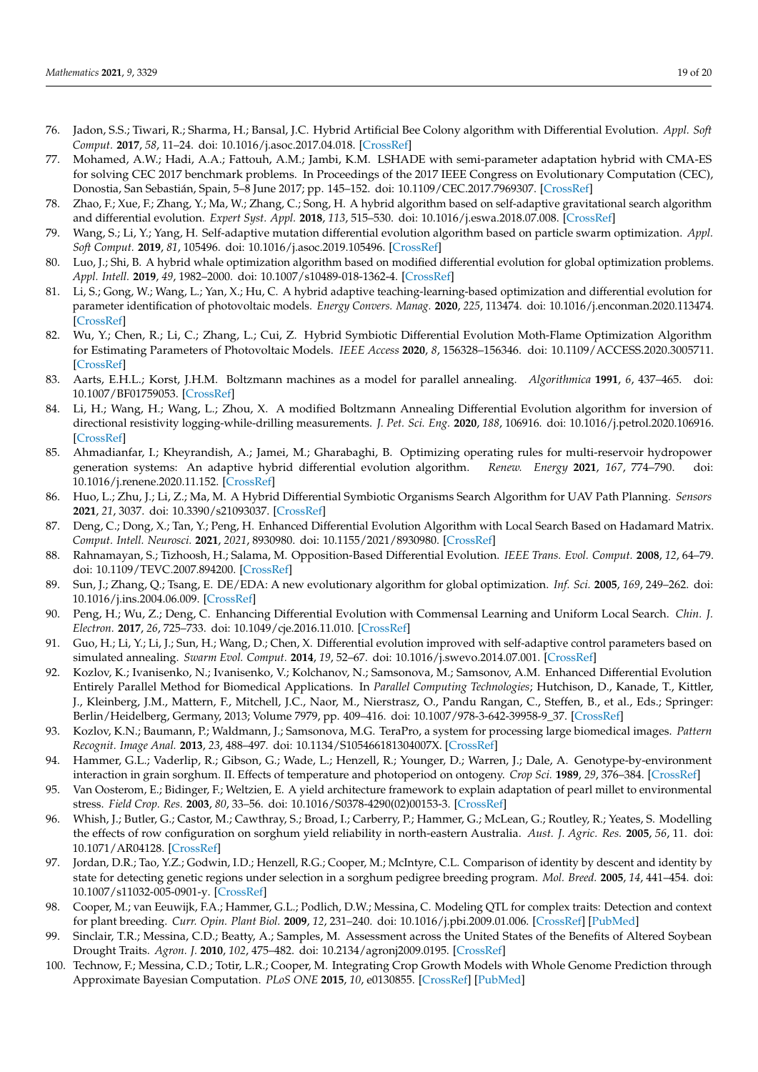76. Jadon, S.S.; Tiwari, R.; Sharma, H.; Bansal, J.C. Hybrid Artificial Bee Colony algorithm with Differential Evolution. *Appl. Soft Comput.* **2017**, *58*, 11–24. doi: 10.1016/j.asoc.2017.04.018. [CrossRef]
77. Mohamed, A.W.; Hadi, A.A.; Fattouh, A.M.; Jambi, K.M. LSHADE with semi-parameter adaptation hybrid with CMA-ES for solving CEC 2017 benchmark problems. In Proceedings of the 2017 IEEE Congress on Evolutionary Computation (CEC), Donostia, San Sebastián, Spain, 5–8 June 2017; pp. 145–152. doi: 10.1109/CEC.2017.7969307. [CrossRef]
78. Zhao, F.; Xue, F.; Zhang, Y.; Ma, W.; Zhang, C.; Song, H. A hybrid algorithm based on self-adaptive gravitational search algorithm and differential evolution. *Expert Syst. Appl.* **2018**, *113*, 515–530. doi: 10.1016/j.eswa.2018.07.008. [CrossRef]
79. Wang, S.; Li, Y.; Yang, H. Self-adaptive mutation differential evolution algorithm based on particle swarm optimization. *Appl. Soft Comput.* **2019**, *81*, 105496. doi: 10.1016/j.asoc.2019.105496. [CrossRef]
80. Luo, J.; Shi, B. A hybrid whale optimization algorithm based on modified differential evolution for global optimization problems. *Appl. Intell.* **2019**, *49*, 1982–2000. doi: 10.1007/s10489-018-1362-4. [CrossRef]
81. Li, S.; Gong, W.; Wang, L.; Yan, X.; Hu, C. A hybrid adaptive teaching-learning-based optimization and differential evolution for parameter identification of photovoltaic models. *Energy Convers. Manag.* **2020**, *225*, 113474. doi: 10.1016/j.enconman.2020.113474. [CrossRef]
82. Wu, Y.; Chen, R.; Li, C.; Zhang, L.; Cui, Z. Hybrid Symbiotic Differential Evolution Moth-Flame Optimization Algorithm for Estimating Parameters of Photovoltaic Models. *IEEE Access* **2020**, *8*, 156328–156346. doi: 10.1109/ACCESS.2020.3005711. [CrossRef]
83. Aarts, E.H.L.; Korst, J.H.M. Boltzmann machines as a model for parallel annealing. *Algorithmica* **1991**, *6*, 437–465. doi: 10.1007/BF01759053. [CrossRef]
84. Li, H.; Wang, H.; Wang, L.; Zhou, X. A modified Boltzmann Annealing Differential Evolution algorithm for inversion of directional resistivity logging-while-drilling measurements. *J. Pet. Sci. Eng.* **2020**, *188*, 106916. doi: 10.1016/j.petrol.2020.106916. [CrossRef]
85. Ahmadianfar, I.; Kheyrandish, A.; Jamei, M.; Gharabaghi, B. Optimizing operating rules for multi-reservoir hydropower generation systems: An adaptive hybrid differential evolution algorithm. *Renew. Energy* **2021**, *167*, 774–790. doi: 10.1016/j.renene.2020.11.152. [CrossRef]
86. Huo, L.; Zhu, J.; Li, Z.; Ma, M. A Hybrid Differential Symbiotic Organisms Search Algorithm for UAV Path Planning. *Sensors* **2021**, *21*, 3037. doi: 10.3390/s21093037. [CrossRef]
87. Deng, C.; Dong, X.; Tan, Y.; Peng, H. Enhanced Differential Evolution Algorithm with Local Search Based on Hadamard Matrix. *Comput. Intell. Neurosci.* **2021**, *2021*, 8930980. doi: 10.1155/2021/8930980. [CrossRef]
88. Rahnamayan, S.; Tizhoosh, H.; Salama, M. Opposition-Based Differential Evolution. *IEEE Trans. Evol. Comput.* **2008**, *12*, 64–79. doi: 10.1109/TEVC.2007.894200. [CrossRef]
89. Sun, J.; Zhang, Q.; Tsang, E. DE/EDA: A new evolutionary algorithm for global optimization. *Inf. Sci.* **2005**, *169*, 249–262. doi: 10.1016/j.ins.2004.06.009. [CrossRef]
90. Peng, H.; Wu, Z.; Deng, C. Enhancing Differential Evolution with Commensal Learning and Uniform Local Search. *Chin. J. Electron.* **2017**, *26*, 725–733. doi: 10.1049/cje.2016.11.010. [CrossRef]
91. Guo, H.; Li, Y.; Li, J.; Sun, H.; Wang, D.; Chen, X. Differential evolution improved with self-adaptive control parameters based on simulated annealing. *Swarm Evol. Comput.* **2014**, *19*, 52–67. doi: 10.1016/j.swevo.2014.07.001. [CrossRef]
92. Kozlov, K.; Ivanisenko, N.; Ivanisenko, V.; Kolchanov, N.; Samsonova, M.; Samsonov, A.M. Enhanced Differential Evolution Entirely Parallel Method for Biomedical Applications. In *Parallel Computing Technologies*; Hutchison, D., Kanade, T., Kittler, J., Kleinberg, J.M., Mattern, F., Mitchell, J.C., Naor, M., Nierstrasz, O., Pandu Rangan, C., Steffen, B., et al., Eds.; Springer: Berlin/Heidelberg, Germany, 2013; Volume 7979, pp. 409–416. doi: 10.1007/978-3-642-39958-9_37. [CrossRef]
93. Kozlov, K.N.; Baumann, P.; Waldmann, J.; Samsonova, M.G. TeraPro, a system for processing large biomedical images. *Pattern Recognit. Image Anal.* **2013**, *23*, 488–497. doi: 10.1134/S105466181304007X. [CrossRef]
94. Hammer, G.L.; Vaderlip, R.; Gibson, G.; Wade, L.; Henzell, R.; Younger, D.; Warren, J.; Dale, A. Genotype-by-environment interaction in grain sorghum. II. Effects of temperature and photoperiod on ontogeny. *Crop Sci.* **1989**, *29*, 376–384. [CrossRef]
95. Van Oosterom, E.; Bidinger, F.; Weltzien, E. A yield architecture framework to explain adaptation of pearl millet to environmental stress. *Field Crop. Res.* **2003**, *80*, 33–56. doi: 10.1016/S0378-4290(02)00153-3. [CrossRef]
96. Whish, J.; Butler, G.; Castor, M.; Cawthray, S.; Broad, I.; Carberry, P.; Hammer, G.; McLean, G.; Routley, R.; Yeates, S. Modelling the effects of row configuration on sorghum yield reliability in north-eastern Australia. *Aust. J. Agric. Res.* **2005**, *56*, 11. doi: 10.1071/AR04128. [CrossRef]
97. Jordan, D.R.; Tao, Y.Z.; Godwin, I.D.; Henzell, R.G.; Cooper, M.; McIntyre, C.L. Comparison of identity by descent and identity by state for detecting genetic regions under selection in a sorghum pedigree breeding program. *Mol. Breed.* **2005**, *14*, 441–454. doi: 10.1007/s11032-005-0901-y. [CrossRef]
98. Cooper, M.; van Eeuwijk, F.A.; Hammer, G.L.; Podlich, D.W.; Messina, C. Modeling QTL for complex traits: Detection and context for plant breeding. *Curr. Opin. Plant Biol.* **2009**, *12*, 231–240. doi: 10.1016/j.pbi.2009.01.006. [CrossRef] [PubMed]
99. Sinclair, T.R.; Messina, C.D.; Beatty, A.; Samples, M. Assessment across the United States of the Benefits of Altered Soybean Drought Traits. *Agron. J.* **2010**, *102*, 475–482. doi: 10.2134/agronj2009.0195. [CrossRef]
100. Technow, F.; Messina, C.D.; Totir, L.R.; Cooper, M. Integrating Crop Growth Models with Whole Genome Prediction through Approximate Bayesian Computation. *PLoS ONE* **2015**, *10*, e0130855. [CrossRef] [PubMed]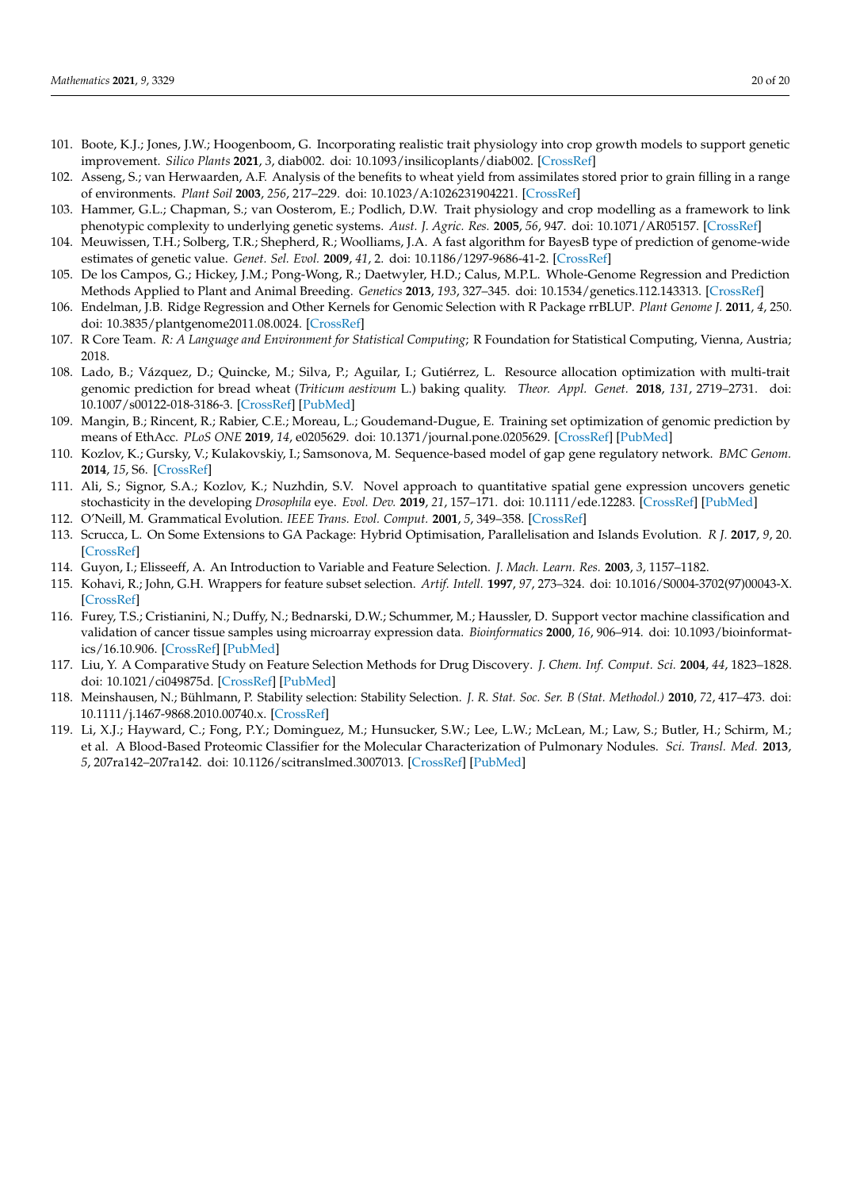101. Boote, K.J.; Jones, J.W.; Hoogenboom, G. Incorporating realistic trait physiology into crop growth models to support genetic improvement. *Silico Plants* **2021**, *3*, diab002. doi: 10.1093/insilicoplants/diab002. [CrossRef]
102. Asseng, S.; van Herwaarden, A.F. Analysis of the benefits to wheat yield from assimilates stored prior to grain filling in a range of environments. *Plant Soil* **2003**, *256*, 217–229. doi: 10.1023/A:1026231904221. [CrossRef]
103. Hammer, G.L.; Chapman, S.; van Oosterom, E.; Podlich, D.W. Trait physiology and crop modelling as a framework to link phenotypic complexity to underlying genetic systems. *Aust. J. Agric. Res.* **2005**, *56*, 947. doi: 10.1071/AR05157. [CrossRef]
104. Meuwissen, T.H.; Solberg, T.R.; Shepherd, R.; Woolliams, J.A. A fast algorithm for BayesB type of prediction of genome-wide estimates of genetic value. *Genet. Sel. Evol.* **2009**, *41*, 2. doi: 10.1186/1297-9686-41-2. [CrossRef]
105. De los Campos, G.; Hickey, J.M.; Pong-Wong, R.; Daetwyler, H.D.; Calus, M.P.L. Whole-Genome Regression and Prediction Methods Applied to Plant and Animal Breeding. *Genetics* **2013**, *193*, 327–345. doi: 10.1534/genetics.112.143313. [CrossRef]
106. Endelman, J.B. Ridge Regression and Other Kernels for Genomic Selection with R Package rrBLUP. *Plant Genome J.* **2011**, *4*, 250. doi: 10.3835/plantgenome2011.08.0024. [CrossRef]
107. R Core Team. *R: A Language and Environment for Statistical Computing*; R Foundation for Statistical Computing, Vienna, Austria; 2018.
108. Lado, B.; Vázquez, D.; Quincke, M.; Silva, P.; Aguilar, I.; Gutiérrez, L. Resource allocation optimization with multi-trait genomic prediction for bread wheat (*Triticum aestivum* L.) baking quality. *Theor. Appl. Genet.* **2018**, *131*, 2719–2731. doi: 10.1007/s00122-018-3186-3. [CrossRef] [PubMed]
109. Mangin, B.; Rincent, R.; Rabier, C.E.; Moreau, L.; Goudemand-Dugue, E. Training set optimization of genomic prediction by means of EthAcc. *PLoS ONE* **2019**, *14*, e0205629. doi: 10.1371/journal.pone.0205629. [CrossRef] [PubMed]
110. Kozlov, K.; Gursky, V.; Kulakovskiy, I.; Samsonova, M. Sequence-based model of gap gene regulatory network. *BMC Genom.* **2014**, *15*, S6. [CrossRef]
111. Ali, S.; Signor, S.A.; Kozlov, K.; Nuzhdin, S.V. Novel approach to quantitative spatial gene expression uncovers genetic stochasticity in the developing *Drosophila* eye. *Evol. Dev.* **2019**, *21*, 157–171. doi: 10.1111/ede.12283. [CrossRef] [PubMed]
112. O'Neill, M. Grammatical Evolution. *IEEE Trans. Evol. Comput.* **2001**, *5*, 349–358. [CrossRef]
113. Scrucca, L. On Some Extensions to GA Package: Hybrid Optimisation, Parallelisation and Islands Evolution. *R J.* **2017**, *9*, 20. [CrossRef]
114. Guyon, I.; Elisseeff, A. An Introduction to Variable and Feature Selection. *J. Mach. Learn. Res.* **2003**, *3*, 1157–1182.
115. Kohavi, R.; John, G.H. Wrappers for feature subset selection. *Artif. Intell.* **1997**, *97*, 273–324. doi: 10.1016/S0004-3702(97)00043-X. [CrossRef]
116. Furey, T.S.; Cristianini, N.; Duffy, N.; Bednarski, D.W.; Schummer, M.; Haussler, D. Support vector machine classification and validation of cancer tissue samples using microarray expression data. *Bioinformatics* **2000**, *16*, 906–914. doi: 10.1093/bioinformatics/16.10.906. [CrossRef] [PubMed]
117. Liu, Y. A Comparative Study on Feature Selection Methods for Drug Discovery. *J. Chem. Inf. Comput. Sci.* **2004**, *44*, 1823–1828. doi: 10.1021/ci049875d. [CrossRef] [PubMed]
118. Meinshausen, N.; Bühlmann, P. Stability selection: Stability Selection. *J. R. Stat. Soc. Ser. B (Stat. Methodol.)* **2010**, *72*, 417–473. doi: 10.1111/j.1467-9868.2010.00740.x. [CrossRef]
119. Li, X.J.; Hayward, C.; Fong, P.Y.; Dominguez, M.; Hunsucker, S.W.; Lee, L.W.; McLean, M.; Law, S.; Butler, H.; Schirm, M.; et al. A Blood-Based Proteomic Classifier for the Molecular Characterization of Pulmonary Nodules. *Sci. Transl. Med.* **2013**, *5*, 207ra142–207ra142. doi: 10.1126/scitranslmed.3007013. [CrossRef] [PubMed]